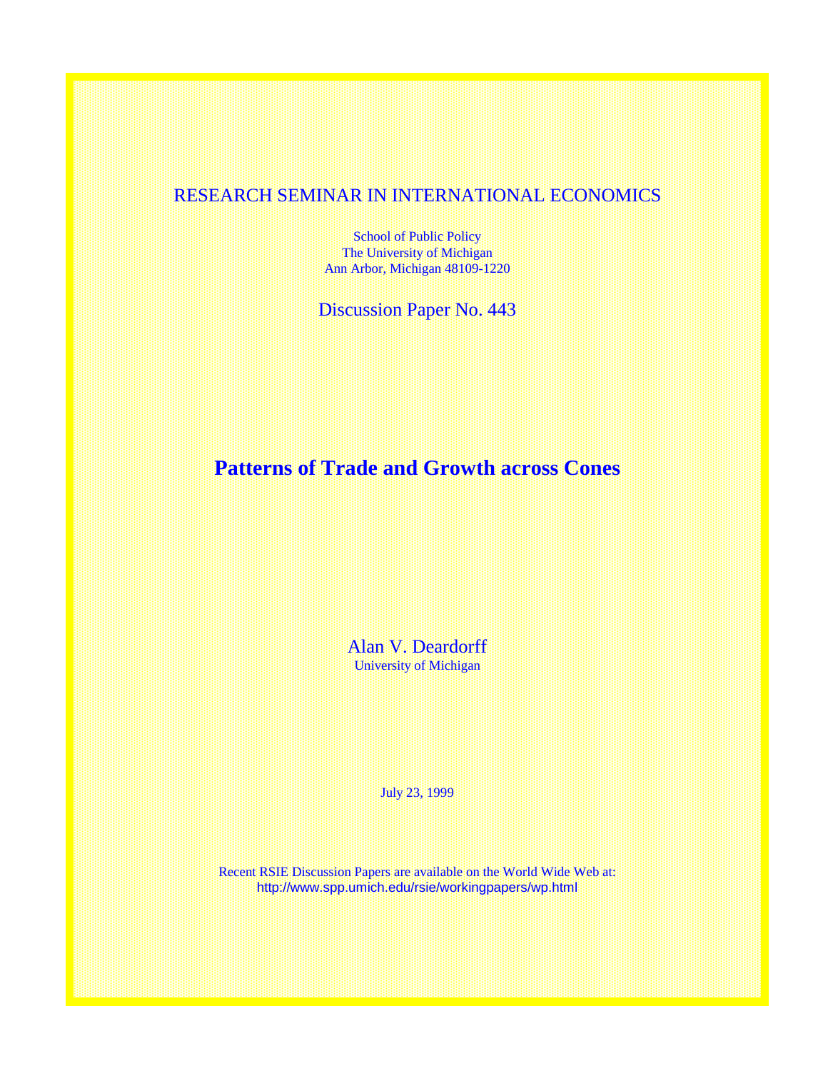RESEARCH SEMINAR IN INTERNATIONAL ECONOMICS

School of Public Policy
The University of Michigan
Ann Arbor, Michigan 48109-1220

Discussion Paper No. 443

# Patterns of Trade and Growth across Cones

Alan V. Deardorff
University of Michigan

July 23, 1999

Recent RSIE Discussion Papers are available on the World Wide Web at:
http://www.spp.umich.edu/rsie/workingpapers/wp.html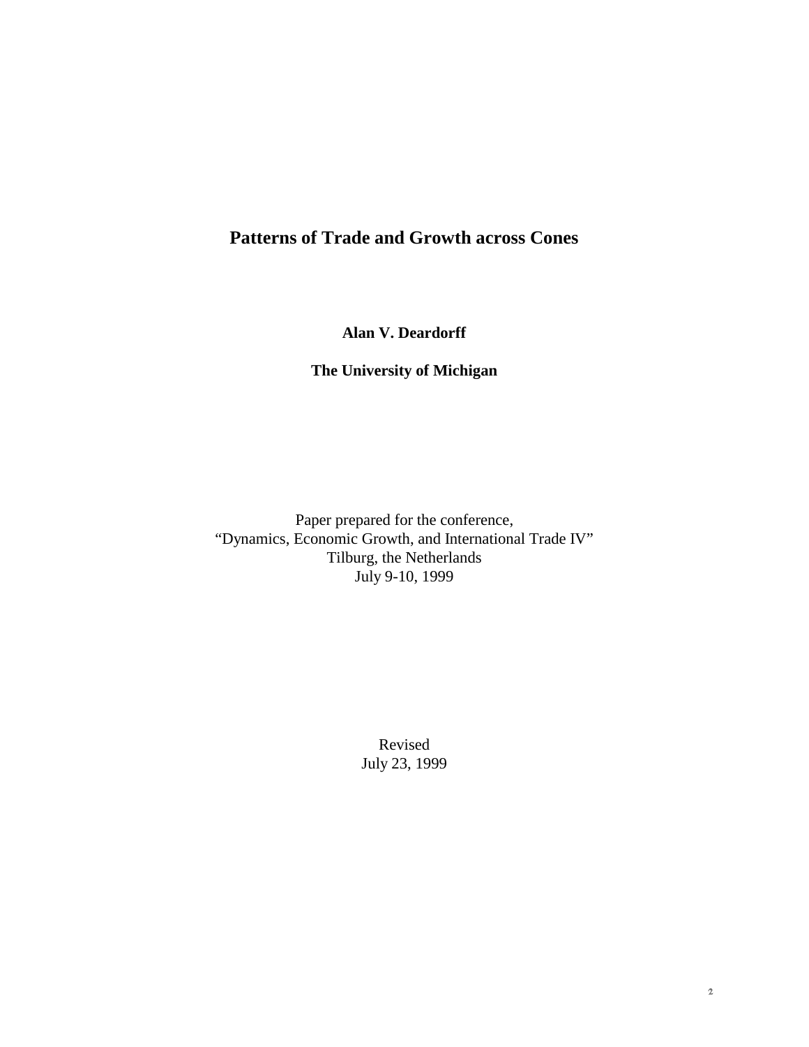# Patterns of Trade and Growth across Cones

**Alan V. Deardorff**

**The University of Michigan**

Paper prepared for the conference,
"Dynamics, Economic Growth, and International Trade IV"
Tilburg, the Netherlands
July 9-10, 1999

Revised
July 23, 1999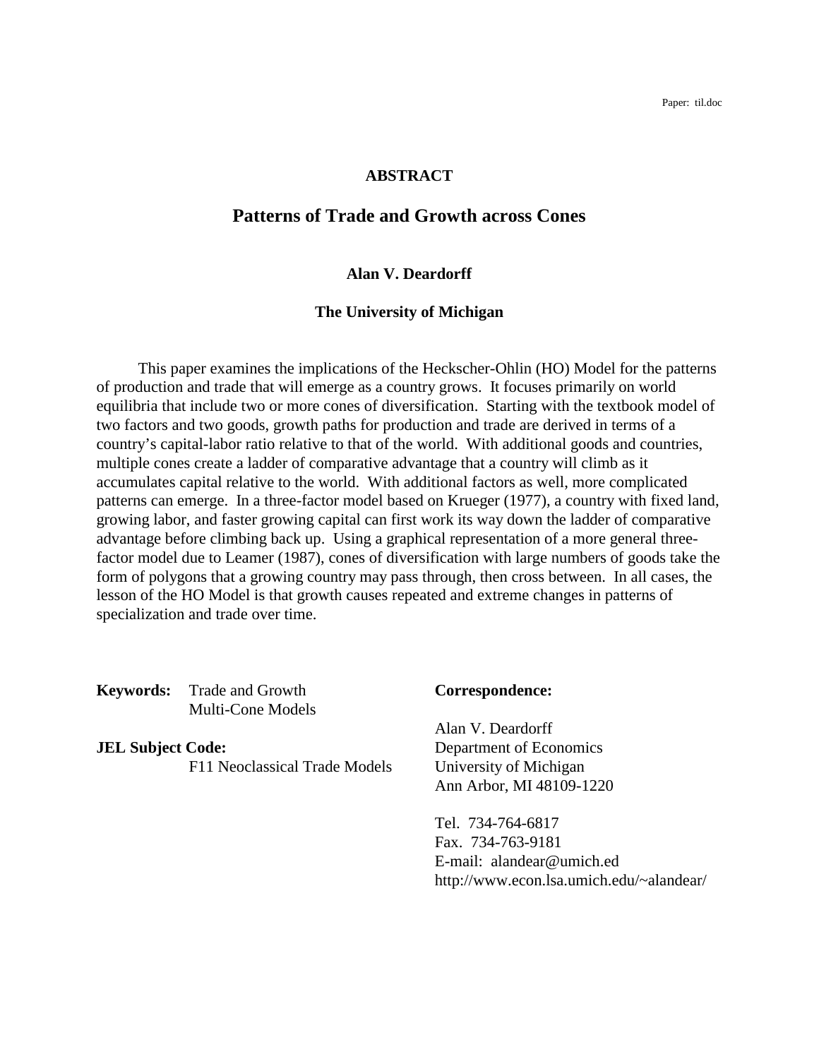Paper: til.doc

**ABSTRACT**

# Patterns of Trade and Growth across Cones

**Alan V. Deardorff**

**The University of Michigan**

This paper examines the implications of the Heckscher-Ohlin (HO) Model for the patterns of production and trade that will emerge as a country grows. It focuses primarily on world equilibria that include two or more cones of diversification. Starting with the textbook model of two factors and two goods, growth paths for production and trade are derived in terms of a country's capital-labor ratio relative to that of the world. With additional goods and countries, multiple cones create a ladder of comparative advantage that a country will climb as it accumulates capital relative to the world. With additional factors as well, more complicated patterns can emerge. In a three-factor model based on Krueger (1977), a country with fixed land, growing labor, and faster growing capital can first work its way down the ladder of comparative advantage before climbing back up. Using a graphical representation of a more general three-factor model due to Leamer (1987), cones of diversification with large numbers of goods take the form of polygons that a growing country may pass through, then cross between. In all cases, the lesson of the HO Model is that growth causes repeated and extreme changes in patterns of specialization and trade over time.

**Keywords:** Trade and Growth
Multi-Cone Models

**JEL Subject Code:**
F11 Neoclassical Trade Models

**Correspondence:**

Alan V. Deardorff
Department of Economics
University of Michigan
Ann Arbor, MI 48109-1220

Tel. 734-764-6817
Fax. 734-763-9181
E-mail: alandear@umich.ed
http://www.econ.lsa.umich.edu/~alandear/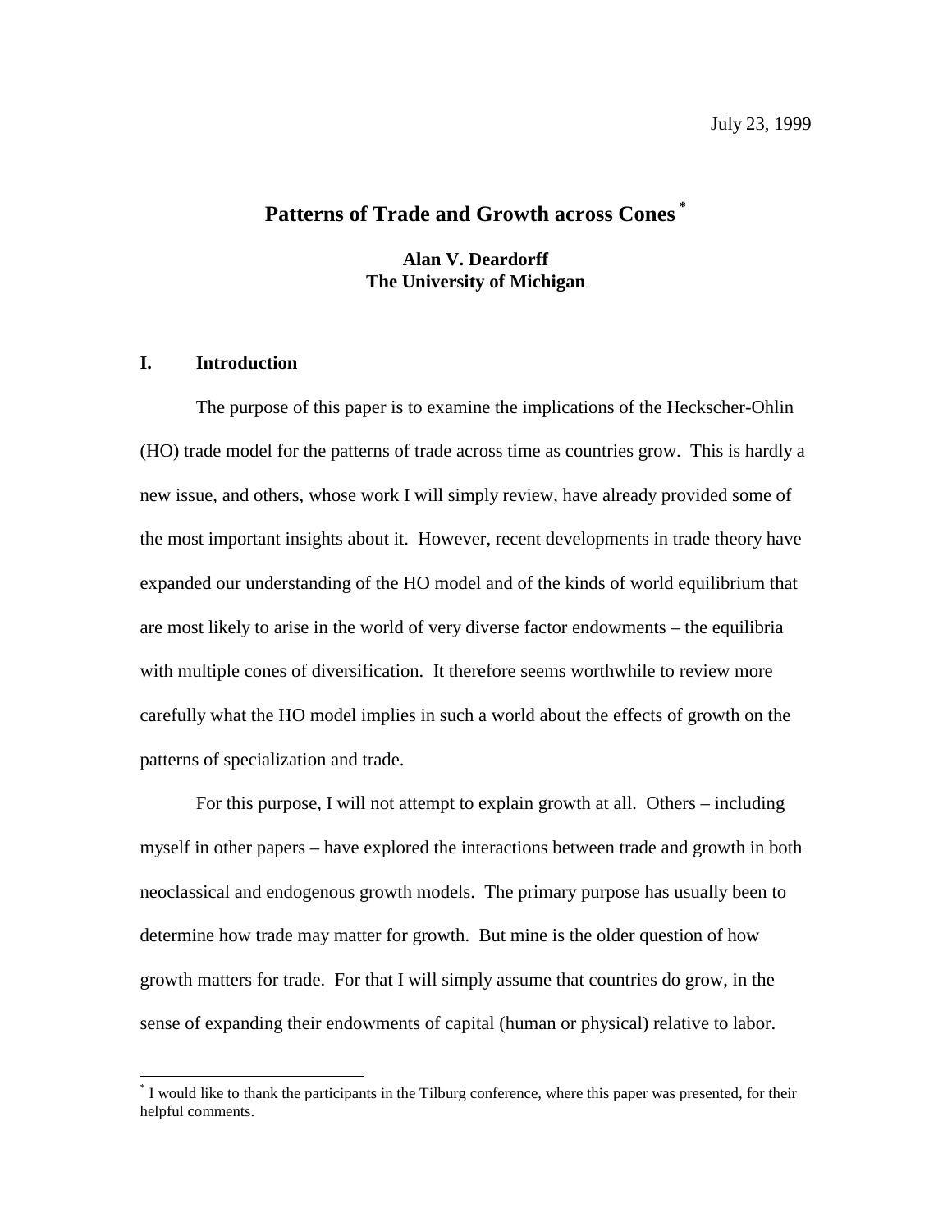July 23, 1999

# Patterns of Trade and Growth across Cones [*]

**Alan V. Deardorff**
**The University of Michigan**

## I. Introduction

The purpose of this paper is to examine the implications of the Heckscher-Ohlin (HO) trade model for the patterns of trade across time as countries grow. This is hardly a new issue, and others, whose work I will simply review, have already provided some of the most important insights about it. However, recent developments in trade theory have expanded our understanding of the HO model and of the kinds of world equilibrium that are most likely to arise in the world of very diverse factor endowments – the equilibria with multiple cones of diversification. It therefore seems worthwhile to review more carefully what the HO model implies in such a world about the effects of growth on the patterns of specialization and trade.

For this purpose, I will not attempt to explain growth at all. Others – including myself in other papers – have explored the interactions between trade and growth in both neoclassical and endogenous growth models. The primary purpose has usually been to determine how trade may matter for growth. But mine is the older question of how growth matters for trade. For that I will simply assume that countries do grow, in the sense of expanding their endowments of capital (human or physical) relative to labor.

[*] I would like to thank the participants in the Tilburg conference, where this paper was presented, for their helpful comments.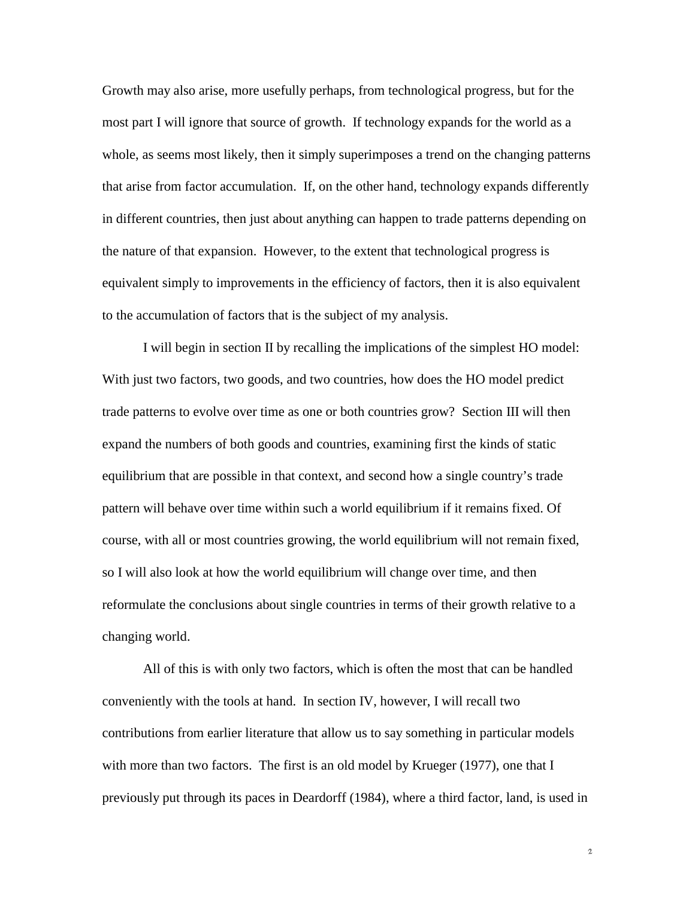Growth may also arise, more usefully perhaps, from technological progress, but for the most part I will ignore that source of growth. If technology expands for the world as a whole, as seems most likely, then it simply superimposes a trend on the changing patterns that arise from factor accumulation. If, on the other hand, technology expands differently in different countries, then just about anything can happen to trade patterns depending on the nature of that expansion. However, to the extent that technological progress is equivalent simply to improvements in the efficiency of factors, then it is also equivalent to the accumulation of factors that is the subject of my analysis.

I will begin in section II by recalling the implications of the simplest HO model: With just two factors, two goods, and two countries, how does the HO model predict trade patterns to evolve over time as one or both countries grow? Section III will then expand the numbers of both goods and countries, examining first the kinds of static equilibrium that are possible in that context, and second how a single country's trade pattern will behave over time within such a world equilibrium if it remains fixed. Of course, with all or most countries growing, the world equilibrium will not remain fixed, so I will also look at how the world equilibrium will change over time, and then reformulate the conclusions about single countries in terms of their growth relative to a changing world.

All of this is with only two factors, which is often the most that can be handled conveniently with the tools at hand. In section IV, however, I will recall two contributions from earlier literature that allow us to say something in particular models with more than two factors. The first is an old model by Krueger (1977), one that I previously put through its paces in Deardorff (1984), where a third factor, land, is used in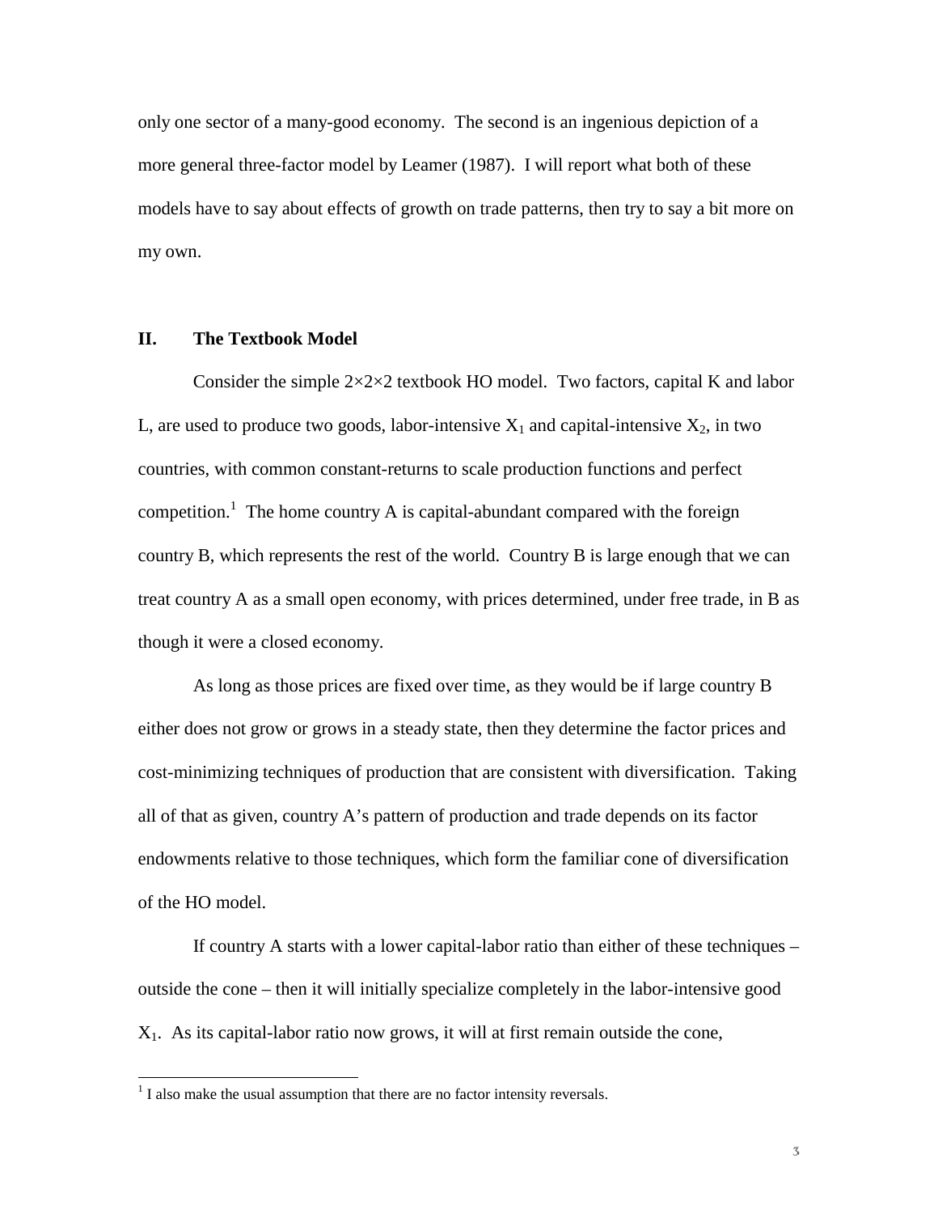only one sector of a many-good economy. The second is an ingenious depiction of a more general three-factor model by Leamer (1987). I will report what both of these models have to say about effects of growth on trade patterns, then try to say a bit more on my own.

## II. The Textbook Model

Consider the simple 2×2×2 textbook HO model. Two factors, capital K and labor L, are used to produce two goods, labor-intensive $X_1$ and capital-intensive $X_2$, in two countries, with common constant-returns to scale production functions and perfect competition.[1] The home country A is capital-abundant compared with the foreign country B, which represents the rest of the world. Country B is large enough that we can treat country A as a small open economy, with prices determined, under free trade, in B as though it were a closed economy.

As long as those prices are fixed over time, as they would be if large country B either does not grow or grows in a steady state, then they determine the factor prices and cost-minimizing techniques of production that are consistent with diversification. Taking all of that as given, country A's pattern of production and trade depends on its factor endowments relative to those techniques, which form the familiar cone of diversification of the HO model.

If country A starts with a lower capital-labor ratio than either of these techniques – outside the cone – then it will initially specialize completely in the labor-intensive good $X_1$. As its capital-labor ratio now grows, it will at first remain outside the cone,

[1] I also make the usual assumption that there are no factor intensity reversals.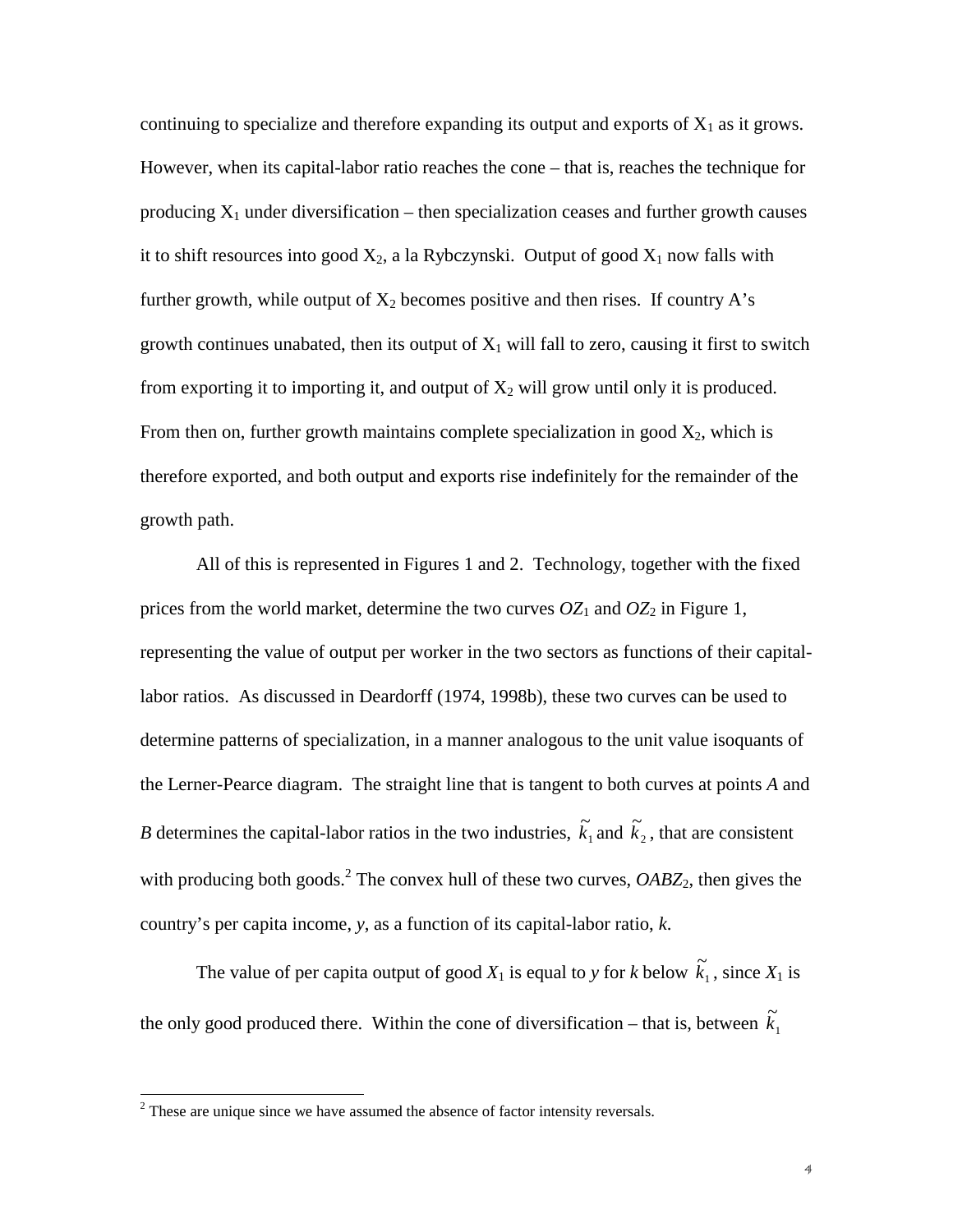continuing to specialize and therefore expanding its output and exports of $X_1$ as it grows. However, when its capital-labor ratio reaches the cone – that is, reaches the technique for producing $X_1$ under diversification – then specialization ceases and further growth causes it to shift resources into good $X_2$, a la Rybczynski. Output of good $X_1$ now falls with further growth, while output of $X_2$ becomes positive and then rises. If country A's growth continues unabated, then its output of $X_1$ will fall to zero, causing it first to switch from exporting it to importing it, and output of $X_2$ will grow until only it is produced. From then on, further growth maintains complete specialization in good $X_2$, which is therefore exported, and both output and exports rise indefinitely for the remainder of the growth path.

All of this is represented in Figures 1 and 2. Technology, together with the fixed prices from the world market, determine the two curves $OZ_1$ and $OZ_2$ in Figure 1, representing the value of output per worker in the two sectors as functions of their capital-labor ratios. As discussed in Deardorff (1974, 1998b), these two curves can be used to determine patterns of specialization, in a manner analogous to the unit value isoquants of the Lerner-Pearce diagram. The straight line that is tangent to both curves at points *A* and *B* determines the capital-labor ratios in the two industries, $\tilde{k}_1$ and $\tilde{k}_2$, that are consistent with producing both goods.[2] The convex hull of these two curves, $OABZ_2$, then gives the country's per capita income, *y*, as a function of its capital-labor ratio, *k*.

The value of per capita output of good $X_1$ is equal to *y* for *k* below $\tilde{k}_1$, since $X_1$ is the only good produced there. Within the cone of diversification – that is, between $\tilde{k}_1$

[2] These are unique since we have assumed the absence of factor intensity reversals.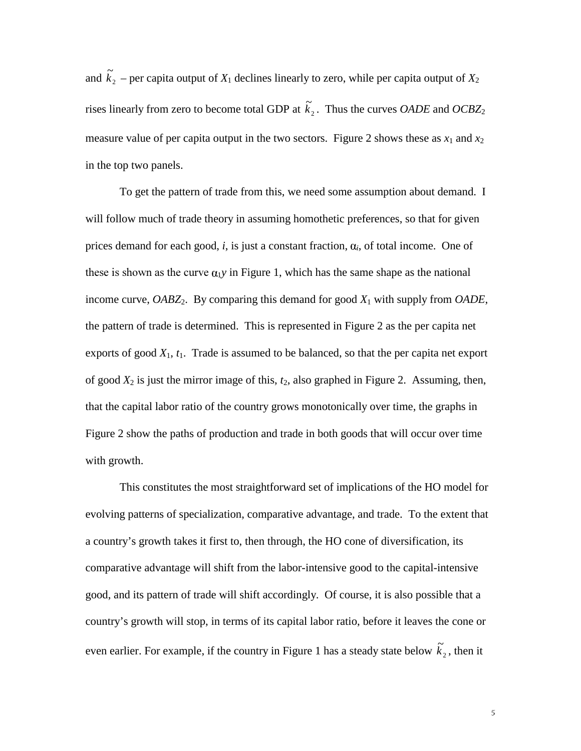and $\tilde{k}_2$ – per capita output of $X_1$ declines linearly to zero, while per capita output of $X_2$ rises linearly from zero to become total GDP at $\tilde{k}_2$. Thus the curves *OADE* and *OCBZ*$_2$ measure value of per capita output in the two sectors. Figure 2 shows these as $x_1$ and $x_2$ in the top two panels.

To get the pattern of trade from this, we need some assumption about demand. I will follow much of trade theory in assuming homothetic preferences, so that for given prices demand for each good, *i*, is just a constant fraction, $\alpha_i$, of total income. One of these is shown as the curve $\alpha_1 y$ in Figure 1, which has the same shape as the national income curve, *OABZ*$_2$. By comparing this demand for good $X_1$ with supply from *OADE*, the pattern of trade is determined. This is represented in Figure 2 as the per capita net exports of good $X_1$, $t_1$. Trade is assumed to be balanced, so that the per capita net export of good $X_2$ is just the mirror image of this, $t_2$, also graphed in Figure 2. Assuming, then, that the capital labor ratio of the country grows monotonically over time, the graphs in Figure 2 show the paths of production and trade in both goods that will occur over time with growth.

This constitutes the most straightforward set of implications of the HO model for evolving patterns of specialization, comparative advantage, and trade. To the extent that a country's growth takes it first to, then through, the HO cone of diversification, its comparative advantage will shift from the labor-intensive good to the capital-intensive good, and its pattern of trade will shift accordingly. Of course, it is also possible that a country's growth will stop, in terms of its capital labor ratio, before it leaves the cone or even earlier. For example, if the country in Figure 1 has a steady state below $\tilde{k}_2$, then it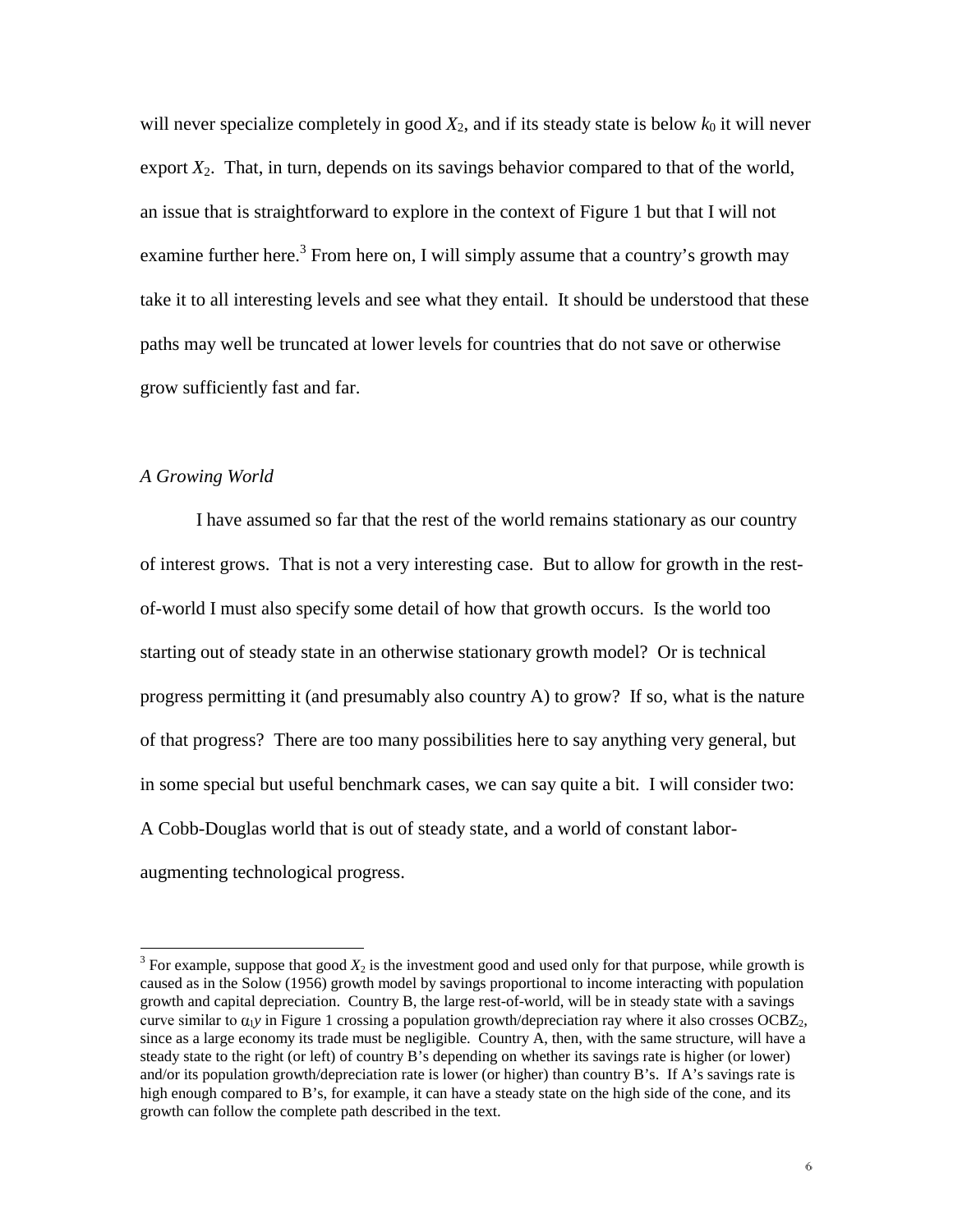will never specialize completely in good $X_2$, and if its steady state is below $k_0$ it will never export $X_2$. That, in turn, depends on its savings behavior compared to that of the world, an issue that is straightforward to explore in the context of Figure 1 but that I will not examine further here.[3] From here on, I will simply assume that a country's growth may take it to all interesting levels and see what they entail. It should be understood that these paths may well be truncated at lower levels for countries that do not save or otherwise grow sufficiently fast and far.

*A Growing World*

I have assumed so far that the rest of the world remains stationary as our country of interest grows. That is not a very interesting case. But to allow for growth in the rest-of-world I must also specify some detail of how that growth occurs. Is the world too starting out of steady state in an otherwise stationary growth model? Or is technical progress permitting it (and presumably also country A) to grow? If so, what is the nature of that progress? There are too many possibilities here to say anything very general, but in some special but useful benchmark cases, we can say quite a bit. I will consider two: A Cobb-Douglas world that is out of steady state, and a world of constant labor-augmenting technological progress.

[3] For example, suppose that good $X_2$ is the investment good and used only for that purpose, while growth is caused as in the Solow (1956) growth model by savings proportional to income interacting with population growth and capital depreciation. Country B, the large rest-of-world, will be in steady state with a savings curve similar to $\alpha_1 y$ in Figure 1 crossing a population growth/depreciation ray where it also crosses $OCBZ_2$, since as a large economy its trade must be negligible. Country A, then, with the same structure, will have a steady state to the right (or left) of country B's depending on whether its savings rate is higher (or lower) and/or its population growth/depreciation rate is lower (or higher) than country B's. If A's savings rate is high enough compared to B's, for example, it can have a steady state on the high side of the cone, and its growth can follow the complete path described in the text.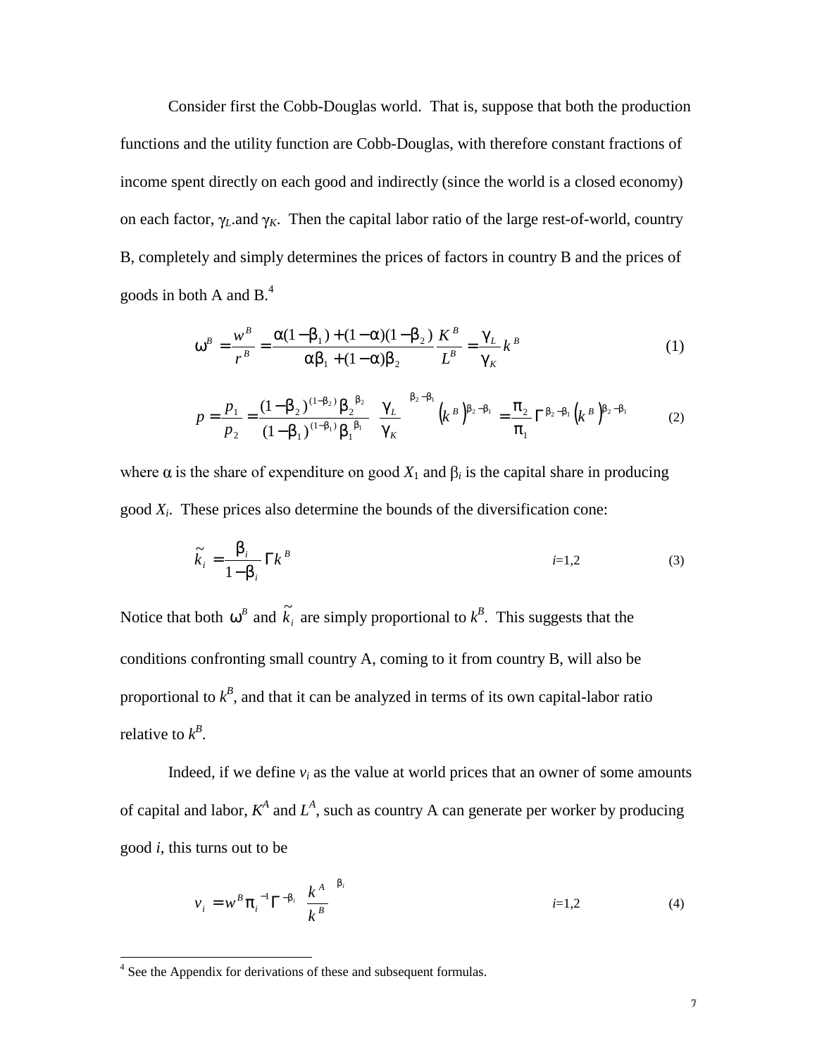Consider first the Cobb-Douglas world. That is, suppose that both the production functions and the utility function are Cobb-Douglas, with therefore constant fractions of income spent directly on each good and indirectly (since the world is a closed economy) on each factor, $\gamma_L$.and $\gamma_K$. Then the capital labor ratio of the large rest-of-world, country B, completely and simply determines the prices of factors in country B and the prices of goods in both A and B.[4]

$$\omega^B = \frac{w^B}{r^B} = \frac{\alpha(1-\beta_1)+(1-\alpha)(1-\beta_2)}{\alpha\beta_1+(1-\alpha)\beta_2}\frac{K^B}{L^B} = \frac{\gamma_L}{\gamma_K}k^B \tag{1}$$

$$p = \frac{p_1}{p_2} = \frac{(1-\beta_2)^{(1-\beta_2)}\beta_2^{\beta_2}}{(1-\beta_1)^{(1-\beta_1)}\beta_1^{\beta_1}}\left(\frac{\gamma_L}{\gamma_K}\right)^{\beta_2-\beta_1}\left(k^B\right)^{\beta_2-\beta_1} = \frac{\pi_2}{\pi_1}\Gamma^{\beta_2-\beta_1}\left(k^B\right)^{\beta_2-\beta_1} \tag{2}$$

where $\alpha$ is the share of expenditure on good $X_1$ and $\beta_i$ is the capital share in producing good $X_i$. These prices also determine the bounds of the diversification cone:

$$\tilde{k}_i = \frac{\beta_i}{1-\beta_i}\Gamma k^B \qquad i=1,2 \tag{3}$$

Notice that both $\omega^B$ and $\tilde{k}_i$ are simply proportional to $k^B$. This suggests that the conditions confronting small country A, coming to it from country B, will also be proportional to $k^B$, and that it can be analyzed in terms of its own capital-labor ratio relative to $k^B$.

Indeed, if we define $v_i$ as the value at world prices that an owner of some amounts of capital and labor, $K^A$ and $L^A$, such as country A can generate per worker by producing good $i$, this turns out to be

$$v_i = w^B \pi_i^{-1}\Gamma^{-\beta_i}\left(\frac{k^A}{k^B}\right)^{\beta_i} \qquad i=1,2 \tag{4}$$

[4] See the Appendix for derivations of these and subsequent formulas.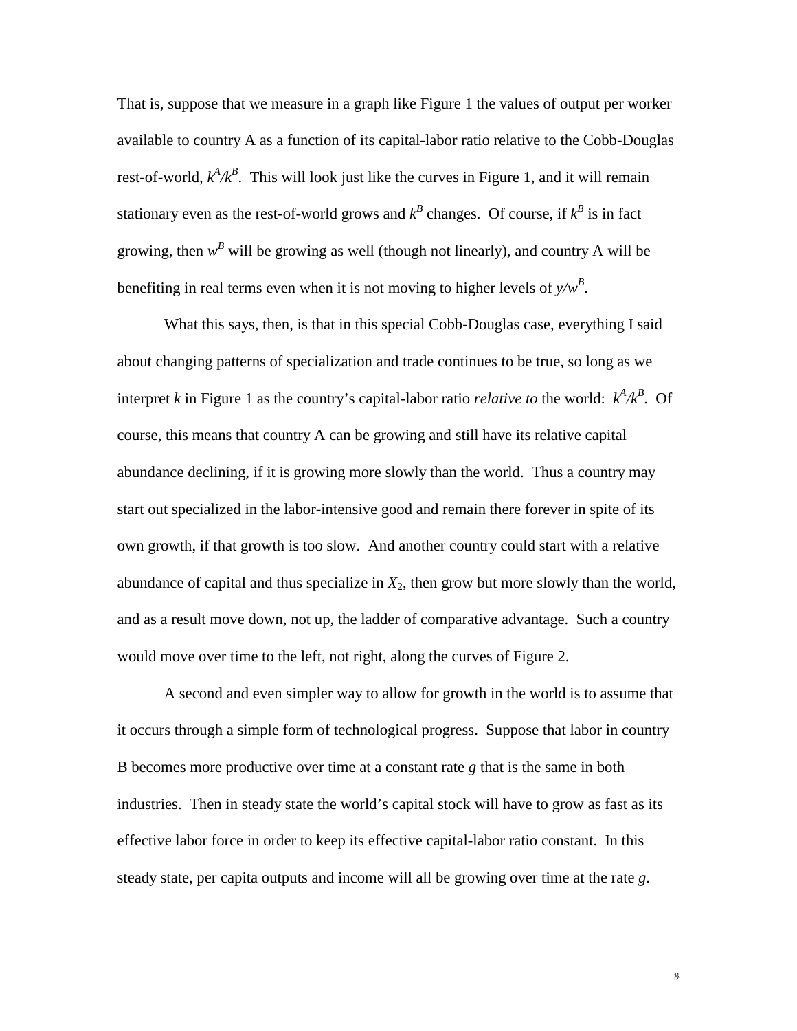That is, suppose that we measure in a graph like Figure 1 the values of output per worker available to country A as a function of its capital-labor ratio relative to the Cobb-Douglas rest-of-world, $k^A/k^B$. This will look just like the curves in Figure 1, and it will remain stationary even as the rest-of-world grows and $k^B$ changes. Of course, if $k^B$ is in fact growing, then $w^B$ will be growing as well (though not linearly), and country A will be benefiting in real terms even when it is not moving to higher levels of $y/w^B$.

What this says, then, is that in this special Cobb-Douglas case, everything I said about changing patterns of specialization and trade continues to be true, so long as we interpret $k$ in Figure 1 as the country's capital-labor ratio *relative to* the world: $k^A/k^B$. Of course, this means that country A can be growing and still have its relative capital abundance declining, if it is growing more slowly than the world. Thus a country may start out specialized in the labor-intensive good and remain there forever in spite of its own growth, if that growth is too slow. And another country could start with a relative abundance of capital and thus specialize in $X_2$, then grow but more slowly than the world, and as a result move down, not up, the ladder of comparative advantage. Such a country would move over time to the left, not right, along the curves of Figure 2.

A second and even simpler way to allow for growth in the world is to assume that it occurs through a simple form of technological progress. Suppose that labor in country B becomes more productive over time at a constant rate $g$ that is the same in both industries. Then in steady state the world's capital stock will have to grow as fast as its effective labor force in order to keep its effective capital-labor ratio constant. In this steady state, per capita outputs and income will all be growing over time at the rate $g$.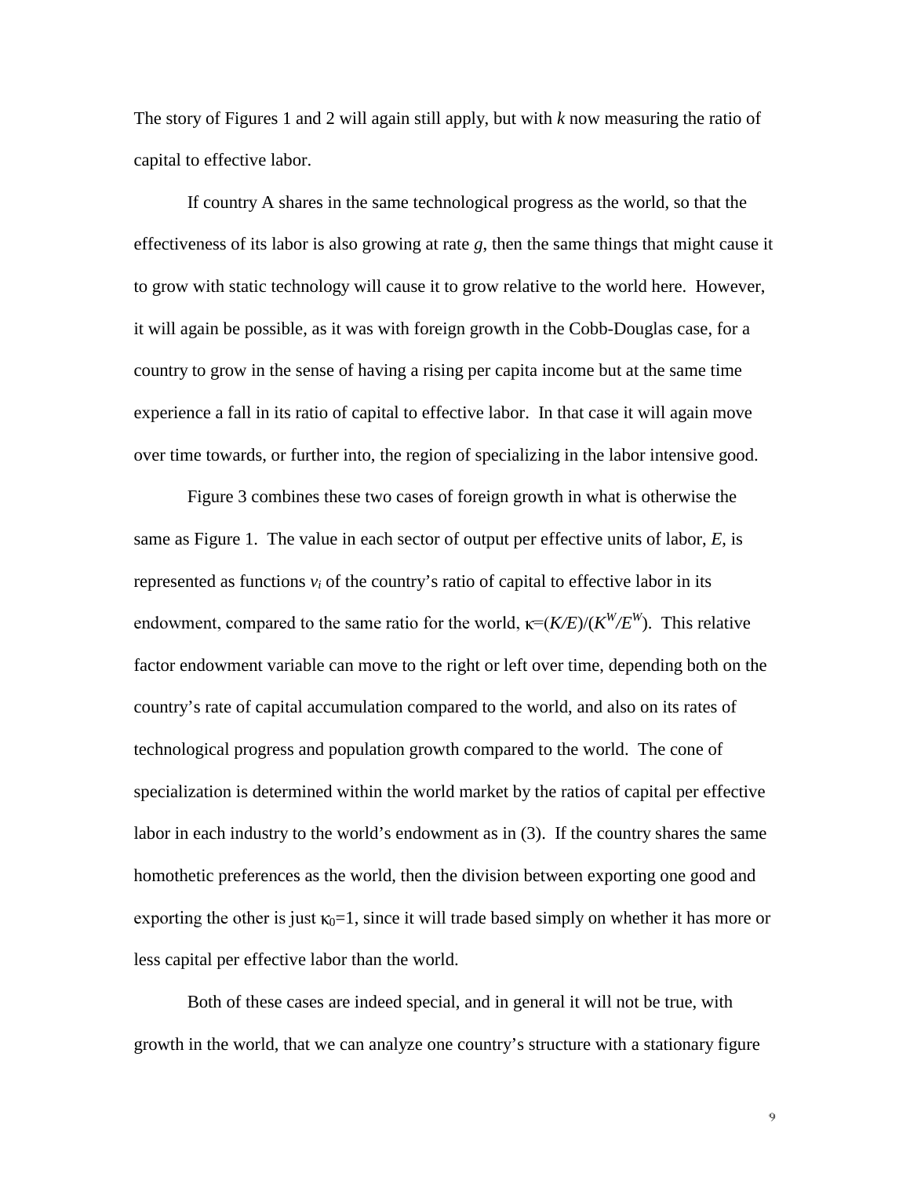The story of Figures 1 and 2 will again still apply, but with $k$ now measuring the ratio of capital to effective labor.

If country A shares in the same technological progress as the world, so that the effectiveness of its labor is also growing at rate $g$, then the same things that might cause it to grow with static technology will cause it to grow relative to the world here. However, it will again be possible, as it was with foreign growth in the Cobb-Douglas case, for a country to grow in the sense of having a rising per capita income but at the same time experience a fall in its ratio of capital to effective labor. In that case it will again move over time towards, or further into, the region of specializing in the labor intensive good.

Figure 3 combines these two cases of foreign growth in what is otherwise the same as Figure 1. The value in each sector of output per effective units of labor, $E$, is represented as functions $v_i$ of the country's ratio of capital to effective labor in its endowment, compared to the same ratio for the world, $\kappa=(K/E)/(K^W/E^W)$. This relative factor endowment variable can move to the right or left over time, depending both on the country's rate of capital accumulation compared to the world, and also on its rates of technological progress and population growth compared to the world. The cone of specialization is determined within the world market by the ratios of capital per effective labor in each industry to the world's endowment as in (3). If the country shares the same homothetic preferences as the world, then the division between exporting one good and exporting the other is just $\kappa_0=1$, since it will trade based simply on whether it has more or less capital per effective labor than the world.

Both of these cases are indeed special, and in general it will not be true, with growth in the world, that we can analyze one country's structure with a stationary figure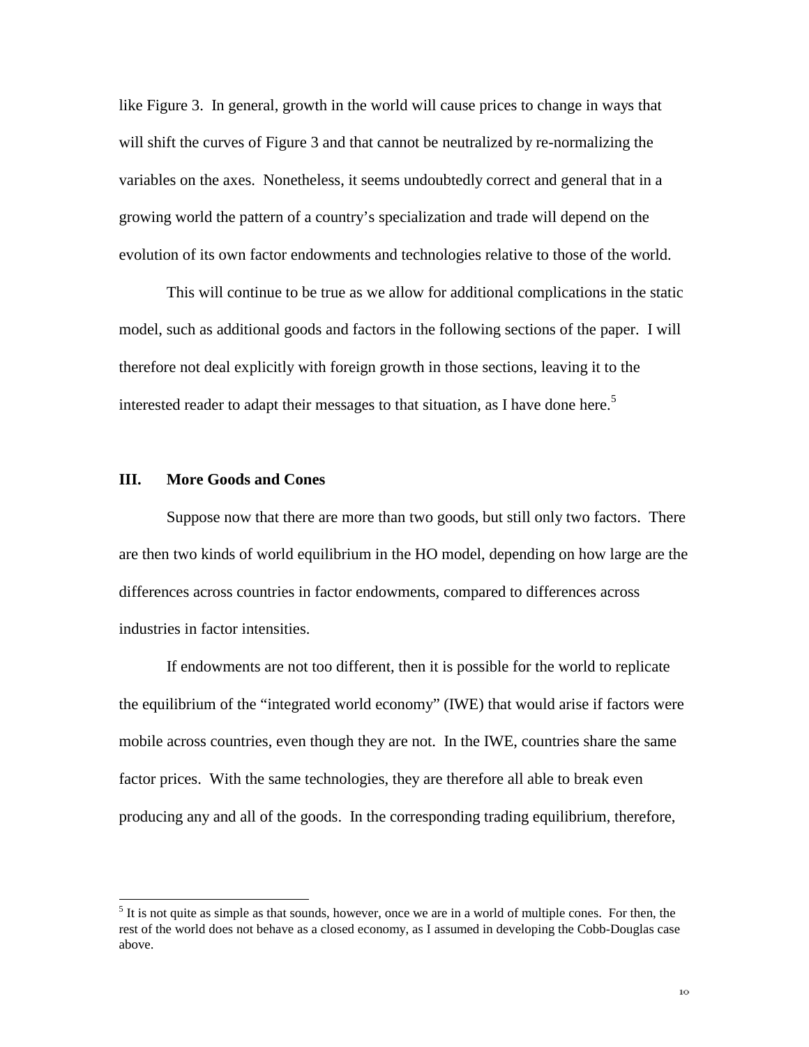like Figure 3. In general, growth in the world will cause prices to change in ways that will shift the curves of Figure 3 and that cannot be neutralized by re-normalizing the variables on the axes. Nonetheless, it seems undoubtedly correct and general that in a growing world the pattern of a country's specialization and trade will depend on the evolution of its own factor endowments and technologies relative to those of the world.

This will continue to be true as we allow for additional complications in the static model, such as additional goods and factors in the following sections of the paper. I will therefore not deal explicitly with foreign growth in those sections, leaving it to the interested reader to adapt their messages to that situation, as I have done here.[5]

## III. More Goods and Cones

Suppose now that there are more than two goods, but still only two factors. There are then two kinds of world equilibrium in the HO model, depending on how large are the differences across countries in factor endowments, compared to differences across industries in factor intensities.

If endowments are not too different, then it is possible for the world to replicate the equilibrium of the "integrated world economy" (IWE) that would arise if factors were mobile across countries, even though they are not. In the IWE, countries share the same factor prices. With the same technologies, they are therefore all able to break even producing any and all of the goods. In the corresponding trading equilibrium, therefore,

[5] It is not quite as simple as that sounds, however, once we are in a world of multiple cones. For then, the rest of the world does not behave as a closed economy, as I assumed in developing the Cobb-Douglas case above.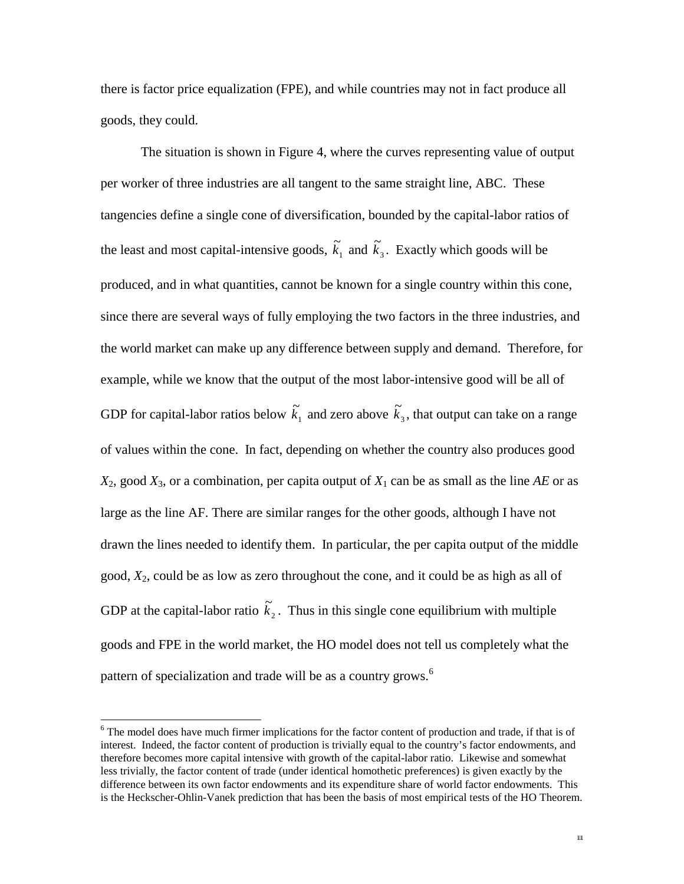there is factor price equalization (FPE), and while countries may not in fact produce all goods, they could.

The situation is shown in Figure 4, where the curves representing value of output per worker of three industries are all tangent to the same straight line, ABC. These tangencies define a single cone of diversification, bounded by the capital-labor ratios of the least and most capital-intensive goods, $\tilde{k}_1$ and $\tilde{k}_3$. Exactly which goods will be produced, and in what quantities, cannot be known for a single country within this cone, since there are several ways of fully employing the two factors in the three industries, and the world market can make up any difference between supply and demand. Therefore, for example, while we know that the output of the most labor-intensive good will be all of GDP for capital-labor ratios below $\tilde{k}_1$ and zero above $\tilde{k}_3$, that output can take on a range of values within the cone. In fact, depending on whether the country also produces good $X_2$, good $X_3$, or a combination, per capita output of $X_1$ can be as small as the line *AE* or as large as the line AF. There are similar ranges for the other goods, although I have not drawn the lines needed to identify them. In particular, the per capita output of the middle good, $X_2$, could be as low as zero throughout the cone, and it could be as high as all of GDP at the capital-labor ratio $\tilde{k}_2$. Thus in this single cone equilibrium with multiple goods and FPE in the world market, the HO model does not tell us completely what the pattern of specialization and trade will be as a country grows.[6]

[6] The model does have much firmer implications for the factor content of production and trade, if that is of interest. Indeed, the factor content of production is trivially equal to the country's factor endowments, and therefore becomes more capital intensive with growth of the capital-labor ratio. Likewise and somewhat less trivially, the factor content of trade (under identical homothetic preferences) is given exactly by the difference between its own factor endowments and its expenditure share of world factor endowments. This is the Heckscher-Ohlin-Vanek prediction that has been the basis of most empirical tests of the HO Theorem.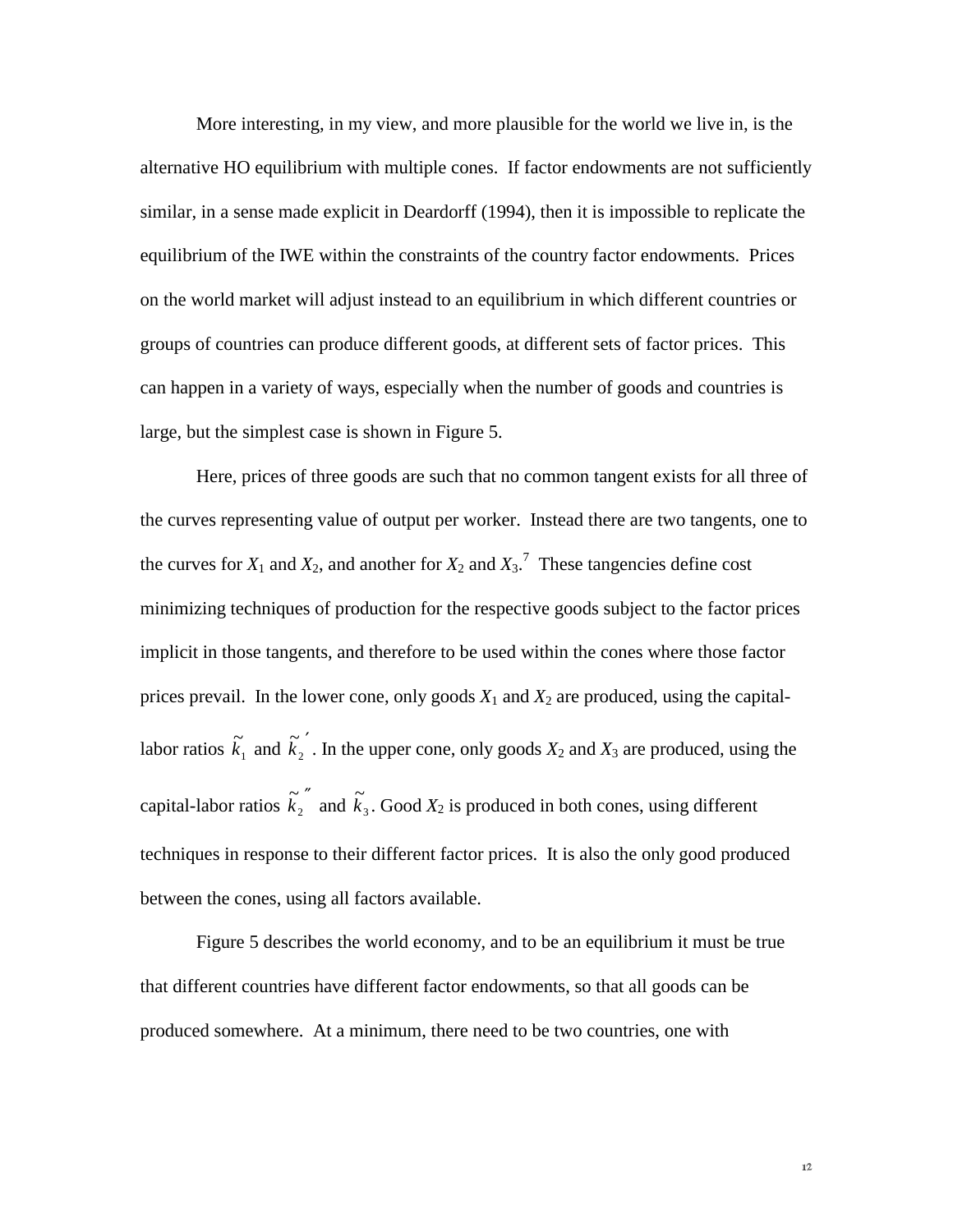More interesting, in my view, and more plausible for the world we live in, is the alternative HO equilibrium with multiple cones. If factor endowments are not sufficiently similar, in a sense made explicit in Deardorff (1994), then it is impossible to replicate the equilibrium of the IWE within the constraints of the country factor endowments. Prices on the world market will adjust instead to an equilibrium in which different countries or groups of countries can produce different goods, at different sets of factor prices. This can happen in a variety of ways, especially when the number of goods and countries is large, but the simplest case is shown in Figure 5.

Here, prices of three goods are such that no common tangent exists for all three of the curves representing value of output per worker. Instead there are two tangents, one to the curves for $X_1$ and $X_2$, and another for $X_2$ and $X_3$.[7] These tangencies define cost minimizing techniques of production for the respective goods subject to the factor prices implicit in those tangents, and therefore to be used within the cones where those factor prices prevail. In the lower cone, only goods $X_1$ and $X_2$ are produced, using the capital-labor ratios $\tilde{k}_1$ and $\tilde{k}_2^{\prime}$. In the upper cone, only goods $X_2$ and $X_3$ are produced, using the capital-labor ratios $\tilde{k}_2^{\prime\prime}$ and $\tilde{k}_3$. Good $X_2$ is produced in both cones, using different techniques in response to their different factor prices. It is also the only good produced between the cones, using all factors available.

Figure 5 describes the world economy, and to be an equilibrium it must be true that different countries have different factor endowments, so that all goods can be produced somewhere. At a minimum, there need to be two countries, one with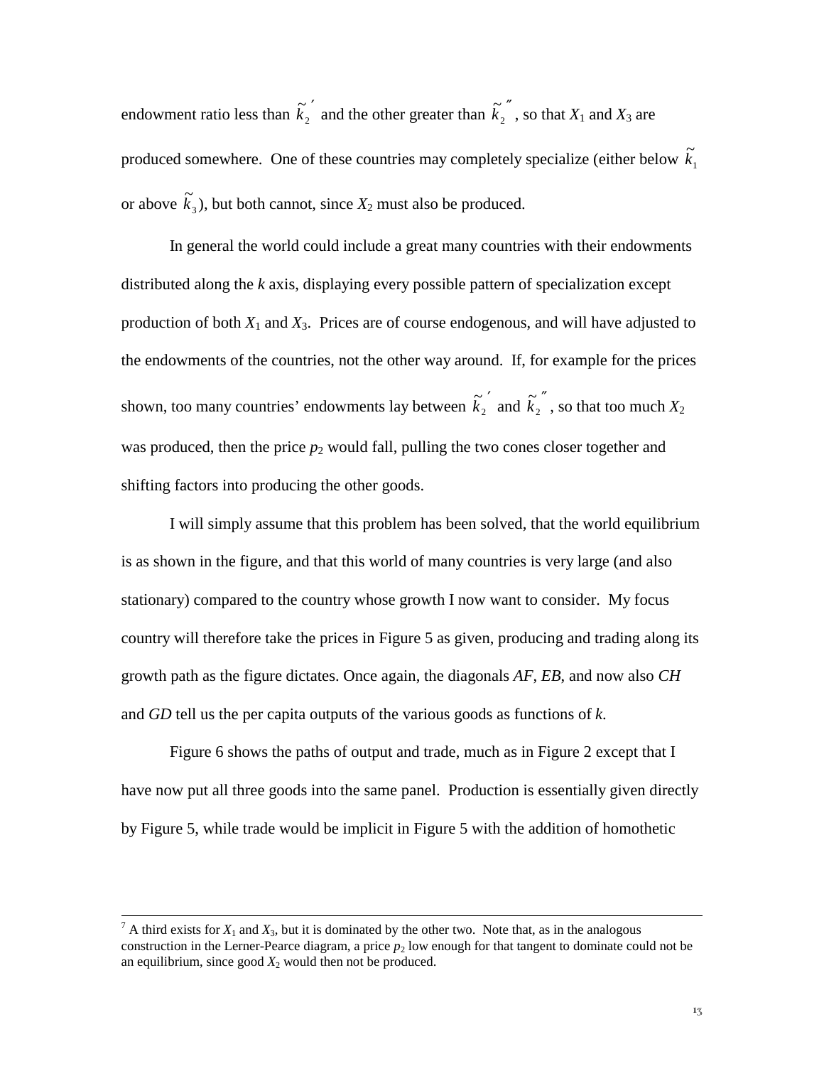endowment ratio less than $\tilde{k}_2'$ and the other greater than $\tilde{k}_2''$, so that $X_1$ and $X_3$ are produced somewhere. One of these countries may completely specialize (either below $\tilde{k}_1$ or above $\tilde{k}_3$), but both cannot, since $X_2$ must also be produced.

In general the world could include a great many countries with their endowments distributed along the *k* axis, displaying every possible pattern of specialization except production of both $X_1$ and $X_3$. Prices are of course endogenous, and will have adjusted to the endowments of the countries, not the other way around. If, for example for the prices shown, too many countries' endowments lay between $\tilde{k}_2'$ and $\tilde{k}_2''$, so that too much $X_2$ was produced, then the price $p_2$ would fall, pulling the two cones closer together and shifting factors into producing the other goods.

I will simply assume that this problem has been solved, that the world equilibrium is as shown in the figure, and that this world of many countries is very large (and also stationary) compared to the country whose growth I now want to consider. My focus country will therefore take the prices in Figure 5 as given, producing and trading along its growth path as the figure dictates. Once again, the diagonals *AF*, *EB*, and now also *CH* and *GD* tell us the per capita outputs of the various goods as functions of *k*.

Figure 6 shows the paths of output and trade, much as in Figure 2 except that I have now put all three goods into the same panel. Production is essentially given directly by Figure 5, while trade would be implicit in Figure 5 with the addition of homothetic

---

[7] A third exists for $X_1$ and $X_3$, but it is dominated by the other two. Note that, as in the analogous construction in the Lerner-Pearce diagram, a price $p_2$ low enough for that tangent to dominate could not be an equilibrium, since good $X_2$ would then not be produced.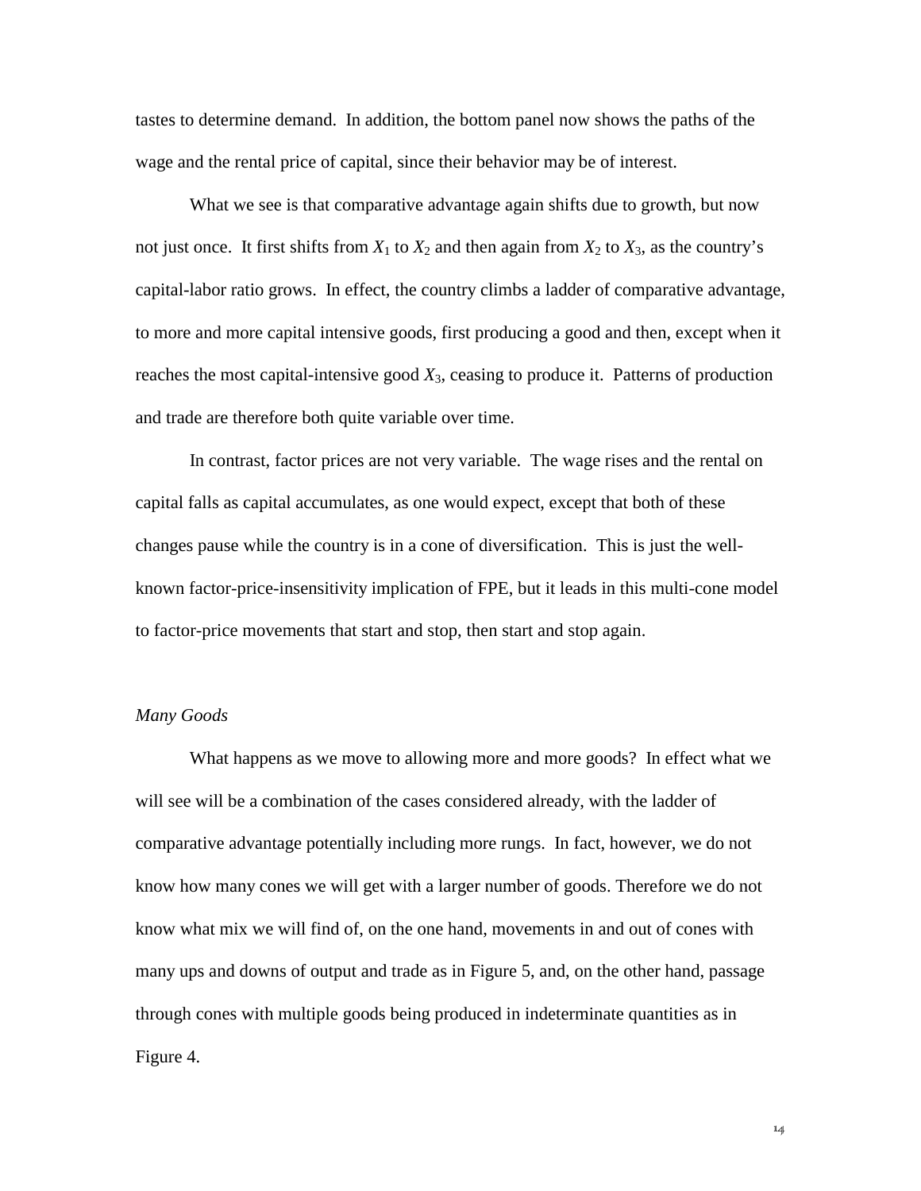tastes to determine demand. In addition, the bottom panel now shows the paths of the wage and the rental price of capital, since their behavior may be of interest.

What we see is that comparative advantage again shifts due to growth, but now not just once. It first shifts from $X_1$ to $X_2$ and then again from $X_2$ to $X_3$, as the country's capital-labor ratio grows. In effect, the country climbs a ladder of comparative advantage, to more and more capital intensive goods, first producing a good and then, except when it reaches the most capital-intensive good $X_3$, ceasing to produce it. Patterns of production and trade are therefore both quite variable over time.

In contrast, factor prices are not very variable. The wage rises and the rental on capital falls as capital accumulates, as one would expect, except that both of these changes pause while the country is in a cone of diversification. This is just the well-known factor-price-insensitivity implication of FPE, but it leads in this multi-cone model to factor-price movements that start and stop, then start and stop again.

*Many Goods*

What happens as we move to allowing more and more goods? In effect what we will see will be a combination of the cases considered already, with the ladder of comparative advantage potentially including more rungs. In fact, however, we do not know how many cones we will get with a larger number of goods. Therefore we do not know what mix we will find of, on the one hand, movements in and out of cones with many ups and downs of output and trade as in Figure 5, and, on the other hand, passage through cones with multiple goods being produced in indeterminate quantities as in Figure 4.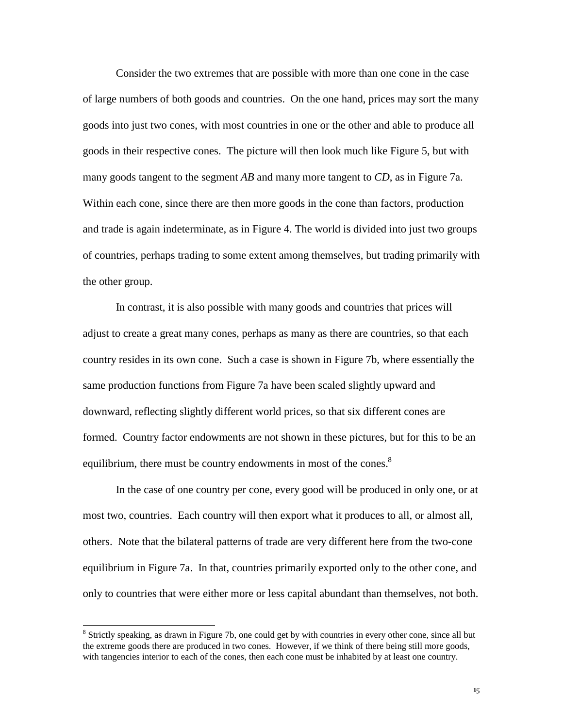Consider the two extremes that are possible with more than one cone in the case of large numbers of both goods and countries. On the one hand, prices may sort the many goods into just two cones, with most countries in one or the other and able to produce all goods in their respective cones. The picture will then look much like Figure 5, but with many goods tangent to the segment *AB* and many more tangent to *CD*, as in Figure 7a. Within each cone, since there are then more goods in the cone than factors, production and trade is again indeterminate, as in Figure 4. The world is divided into just two groups of countries, perhaps trading to some extent among themselves, but trading primarily with the other group.

In contrast, it is also possible with many goods and countries that prices will adjust to create a great many cones, perhaps as many as there are countries, so that each country resides in its own cone. Such a case is shown in Figure 7b, where essentially the same production functions from Figure 7a have been scaled slightly upward and downward, reflecting slightly different world prices, so that six different cones are formed. Country factor endowments are not shown in these pictures, but for this to be an equilibrium, there must be country endowments in most of the cones.[8]

In the case of one country per cone, every good will be produced in only one, or at most two, countries. Each country will then export what it produces to all, or almost all, others. Note that the bilateral patterns of trade are very different here from the two-cone equilibrium in Figure 7a. In that, countries primarily exported only to the other cone, and only to countries that were either more or less capital abundant than themselves, not both.

[8] Strictly speaking, as drawn in Figure 7b, one could get by with countries in every other cone, since all but the extreme goods there are produced in two cones. However, if we think of there being still more goods, with tangencies interior to each of the cones, then each cone must be inhabited by at least one country.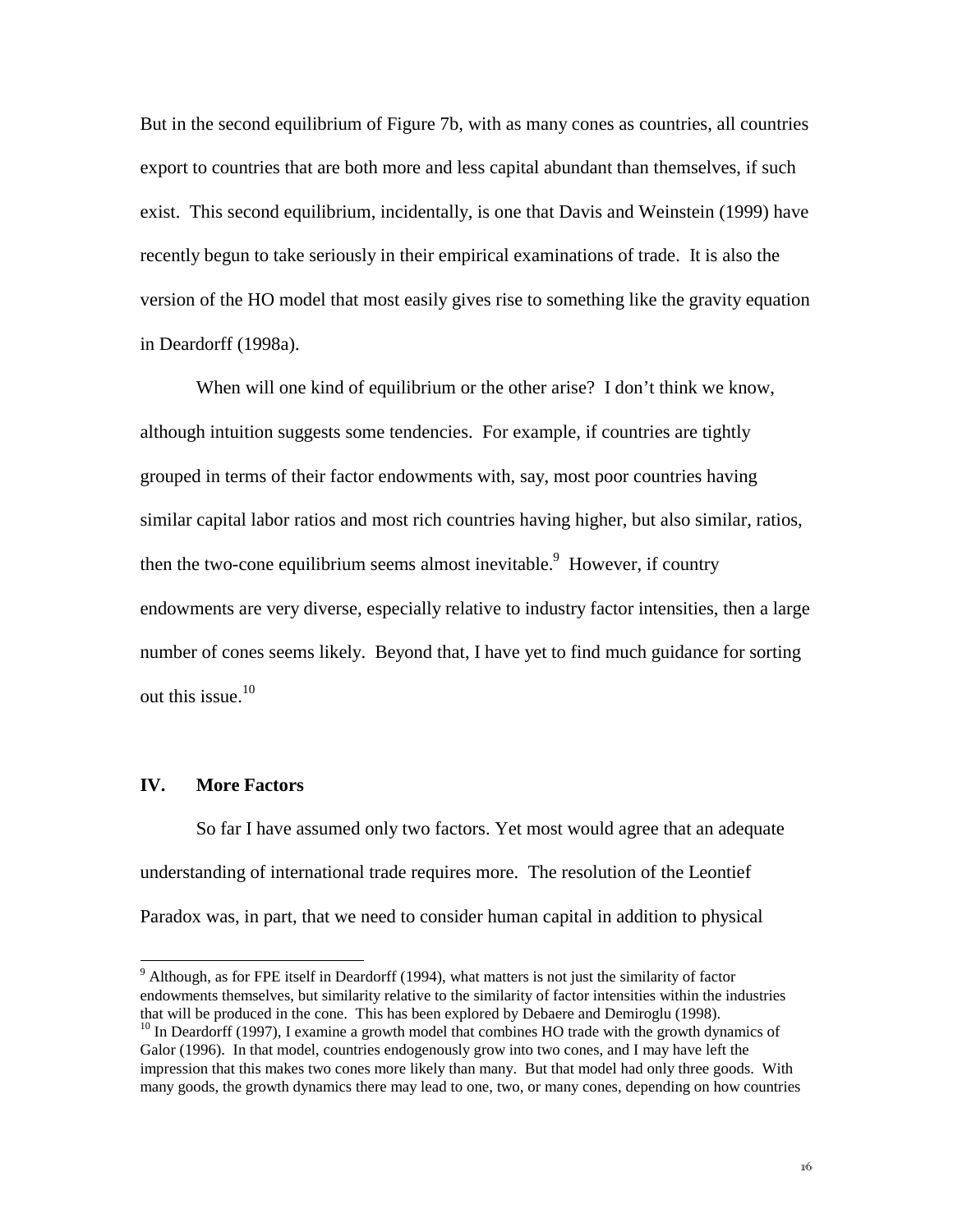But in the second equilibrium of Figure 7b, with as many cones as countries, all countries export to countries that are both more and less capital abundant than themselves, if such exist. This second equilibrium, incidentally, is one that Davis and Weinstein (1999) have recently begun to take seriously in their empirical examinations of trade. It is also the version of the HO model that most easily gives rise to something like the gravity equation in Deardorff (1998a).

When will one kind of equilibrium or the other arise? I don't think we know, although intuition suggests some tendencies. For example, if countries are tightly grouped in terms of their factor endowments with, say, most poor countries having similar capital labor ratios and most rich countries having higher, but also similar, ratios, then the two-cone equilibrium seems almost inevitable.[9] However, if country endowments are very diverse, especially relative to industry factor intensities, then a large number of cones seems likely. Beyond that, I have yet to find much guidance for sorting out this issue.[10]

## IV. More Factors

So far I have assumed only two factors. Yet most would agree that an adequate understanding of international trade requires more. The resolution of the Leontief Paradox was, in part, that we need to consider human capital in addition to physical

---

[9] Although, as for FPE itself in Deardorff (1994), what matters is not just the similarity of factor endowments themselves, but similarity relative to the similarity of factor intensities within the industries that will be produced in the cone. This has been explored by Debaere and Demiroglu (1998).

[10] In Deardorff (1997), I examine a growth model that combines HO trade with the growth dynamics of Galor (1996). In that model, countries endogenously grow into two cones, and I may have left the impression that this makes two cones more likely than many. But that model had only three goods. With many goods, the growth dynamics there may lead to one, two, or many cones, depending on how countries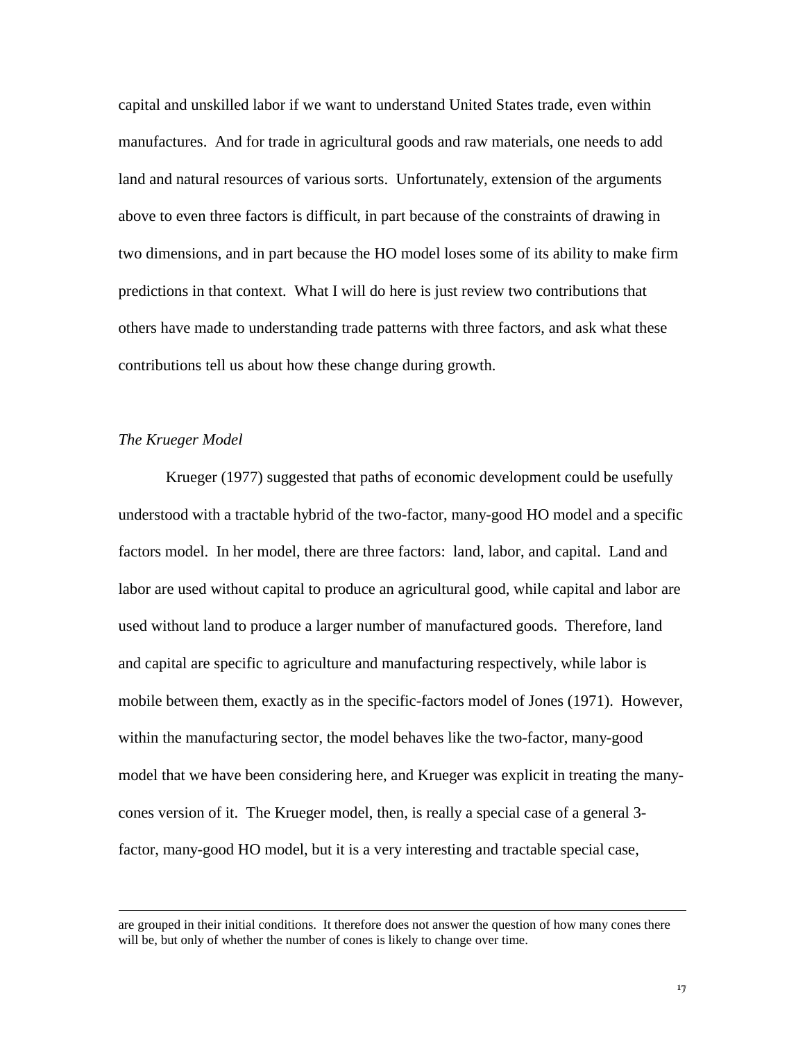capital and unskilled labor if we want to understand United States trade, even within manufactures. And for trade in agricultural goods and raw materials, one needs to add land and natural resources of various sorts. Unfortunately, extension of the arguments above to even three factors is difficult, in part because of the constraints of drawing in two dimensions, and in part because the HO model loses some of its ability to make firm predictions in that context. What I will do here is just review two contributions that others have made to understanding trade patterns with three factors, and ask what these contributions tell us about how these change during growth.

*The Krueger Model*

Krueger (1977) suggested that paths of economic development could be usefully understood with a tractable hybrid of the two-factor, many-good HO model and a specific factors model. In her model, there are three factors: land, labor, and capital. Land and labor are used without capital to produce an agricultural good, while capital and labor are used without land to produce a larger number of manufactured goods. Therefore, land and capital are specific to agriculture and manufacturing respectively, while labor is mobile between them, exactly as in the specific-factors model of Jones (1971). However, within the manufacturing sector, the model behaves like the two-factor, many-good model that we have been considering here, and Krueger was explicit in treating the many-cones version of it. The Krueger model, then, is really a special case of a general 3-factor, many-good HO model, but it is a very interesting and tractable special case,

---

are grouped in their initial conditions. It therefore does not answer the question of how many cones there will be, but only of whether the number of cones is likely to change over time.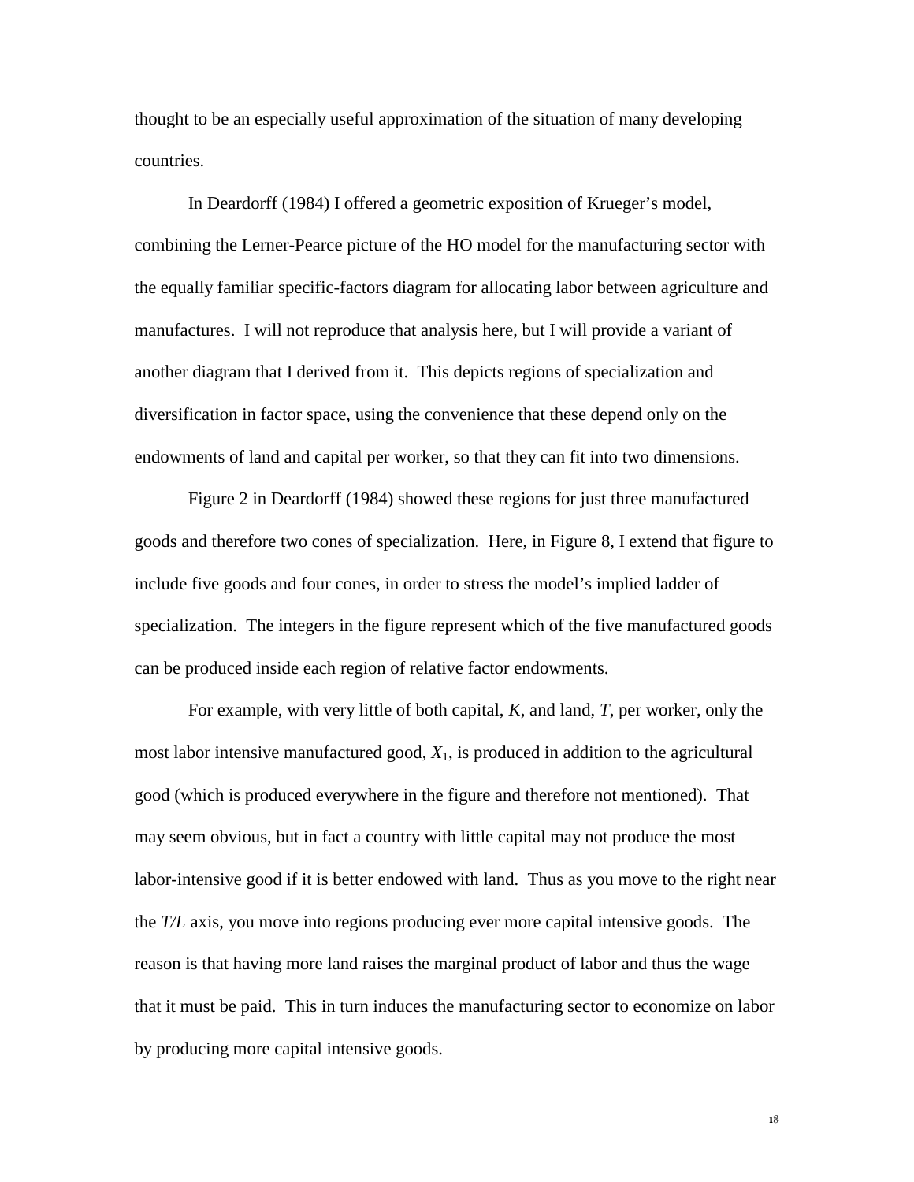thought to be an especially useful approximation of the situation of many developing countries.

In Deardorff (1984) I offered a geometric exposition of Krueger's model, combining the Lerner-Pearce picture of the HO model for the manufacturing sector with the equally familiar specific-factors diagram for allocating labor between agriculture and manufactures. I will not reproduce that analysis here, but I will provide a variant of another diagram that I derived from it. This depicts regions of specialization and diversification in factor space, using the convenience that these depend only on the endowments of land and capital per worker, so that they can fit into two dimensions.

Figure 2 in Deardorff (1984) showed these regions for just three manufactured goods and therefore two cones of specialization. Here, in Figure 8, I extend that figure to include five goods and four cones, in order to stress the model's implied ladder of specialization. The integers in the figure represent which of the five manufactured goods can be produced inside each region of relative factor endowments.

For example, with very little of both capital, *K*, and land, *T*, per worker, only the most labor intensive manufactured good, $X_1$, is produced in addition to the agricultural good (which is produced everywhere in the figure and therefore not mentioned). That may seem obvious, but in fact a country with little capital may not produce the most labor-intensive good if it is better endowed with land. Thus as you move to the right near the *T/L* axis, you move into regions producing ever more capital intensive goods. The reason is that having more land raises the marginal product of labor and thus the wage that it must be paid. This in turn induces the manufacturing sector to economize on labor by producing more capital intensive goods.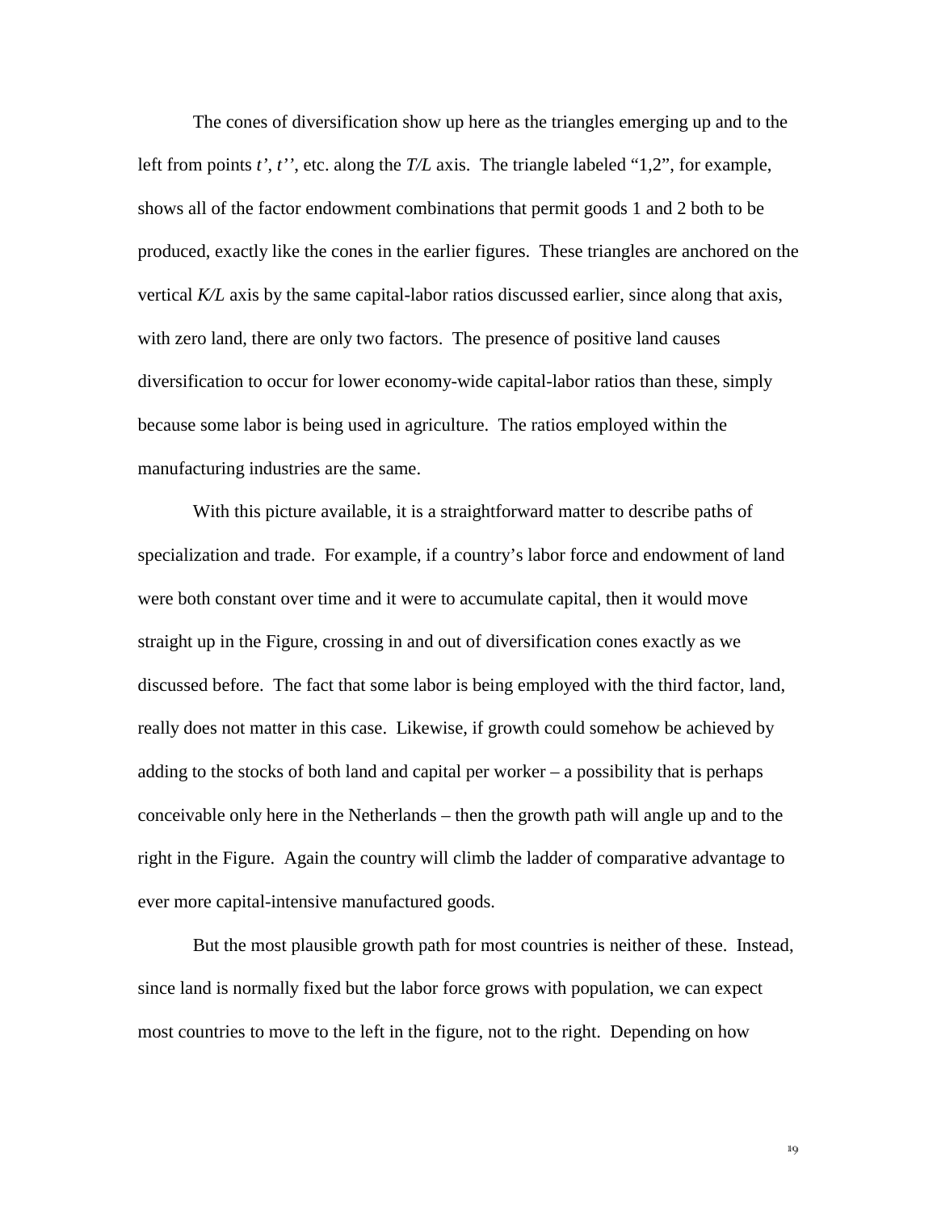The cones of diversification show up here as the triangles emerging up and to the left from points *t'*, *t''*, etc. along the *T/L* axis. The triangle labeled "1,2", for example, shows all of the factor endowment combinations that permit goods 1 and 2 both to be produced, exactly like the cones in the earlier figures. These triangles are anchored on the vertical *K/L* axis by the same capital-labor ratios discussed earlier, since along that axis, with zero land, there are only two factors. The presence of positive land causes diversification to occur for lower economy-wide capital-labor ratios than these, simply because some labor is being used in agriculture. The ratios employed within the manufacturing industries are the same.

With this picture available, it is a straightforward matter to describe paths of specialization and trade. For example, if a country's labor force and endowment of land were both constant over time and it were to accumulate capital, then it would move straight up in the Figure, crossing in and out of diversification cones exactly as we discussed before. The fact that some labor is being employed with the third factor, land, really does not matter in this case. Likewise, if growth could somehow be achieved by adding to the stocks of both land and capital per worker – a possibility that is perhaps conceivable only here in the Netherlands – then the growth path will angle up and to the right in the Figure. Again the country will climb the ladder of comparative advantage to ever more capital-intensive manufactured goods.

But the most plausible growth path for most countries is neither of these. Instead, since land is normally fixed but the labor force grows with population, we can expect most countries to move to the left in the figure, not to the right. Depending on how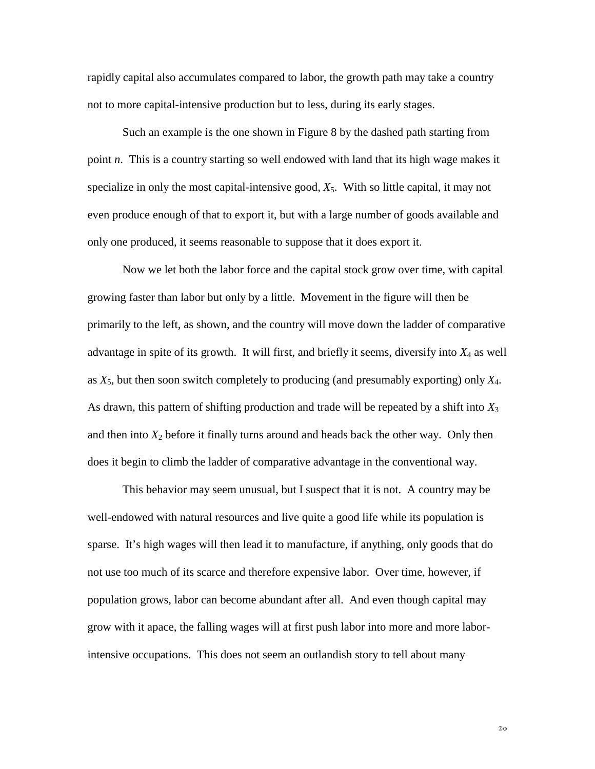rapidly capital also accumulates compared to labor, the growth path may take a country not to more capital-intensive production but to less, during its early stages.

Such an example is the one shown in Figure 8 by the dashed path starting from point *n*. This is a country starting so well endowed with land that its high wage makes it specialize in only the most capital-intensive good, $X_5$. With so little capital, it may not even produce enough of that to export it, but with a large number of goods available and only one produced, it seems reasonable to suppose that it does export it.

Now we let both the labor force and the capital stock grow over time, with capital growing faster than labor but only by a little. Movement in the figure will then be primarily to the left, as shown, and the country will move down the ladder of comparative advantage in spite of its growth. It will first, and briefly it seems, diversify into $X_4$ as well as $X_5$, but then soon switch completely to producing (and presumably exporting) only $X_4$. As drawn, this pattern of shifting production and trade will be repeated by a shift into $X_3$ and then into $X_2$ before it finally turns around and heads back the other way. Only then does it begin to climb the ladder of comparative advantage in the conventional way.

This behavior may seem unusual, but I suspect that it is not. A country may be well-endowed with natural resources and live quite a good life while its population is sparse. It's high wages will then lead it to manufacture, if anything, only goods that do not use too much of its scarce and therefore expensive labor. Over time, however, if population grows, labor can become abundant after all. And even though capital may grow with it apace, the falling wages will at first push labor into more and more labor-intensive occupations. This does not seem an outlandish story to tell about many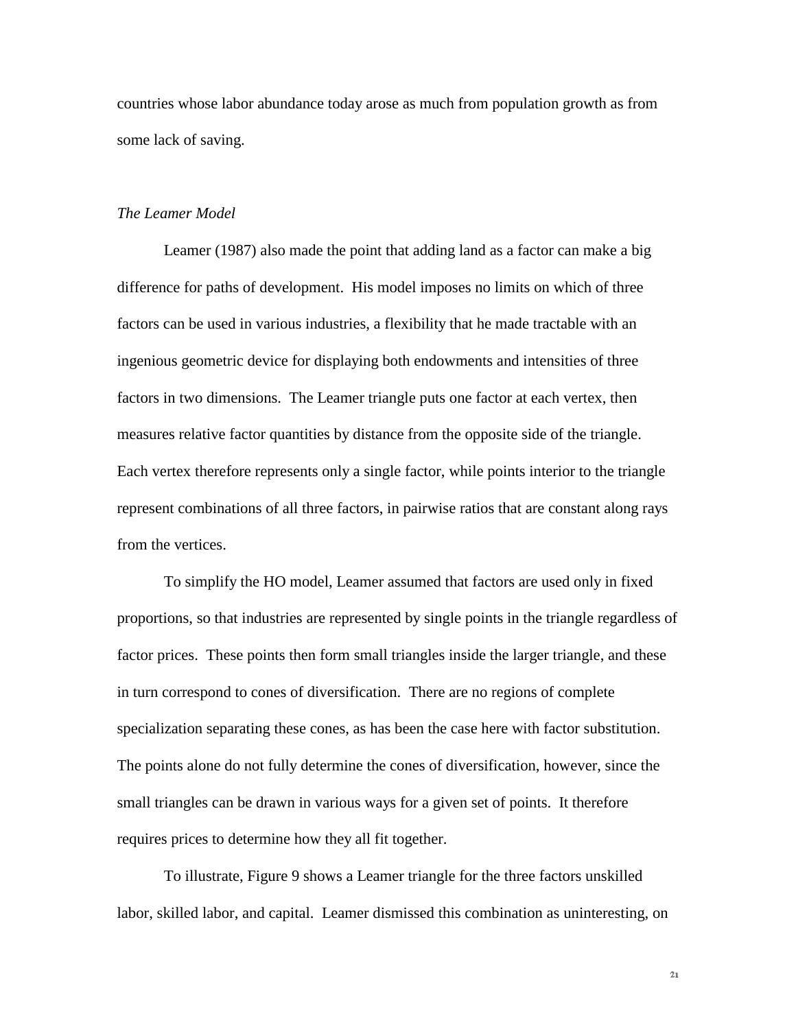countries whose labor abundance today arose as much from population growth as from some lack of saving.

*The Leamer Model*

Leamer (1987) also made the point that adding land as a factor can make a big difference for paths of development. His model imposes no limits on which of three factors can be used in various industries, a flexibility that he made tractable with an ingenious geometric device for displaying both endowments and intensities of three factors in two dimensions. The Leamer triangle puts one factor at each vertex, then measures relative factor quantities by distance from the opposite side of the triangle. Each vertex therefore represents only a single factor, while points interior to the triangle represent combinations of all three factors, in pairwise ratios that are constant along rays from the vertices.

To simplify the HO model, Leamer assumed that factors are used only in fixed proportions, so that industries are represented by single points in the triangle regardless of factor prices. These points then form small triangles inside the larger triangle, and these in turn correspond to cones of diversification. There are no regions of complete specialization separating these cones, as has been the case here with factor substitution. The points alone do not fully determine the cones of diversification, however, since the small triangles can be drawn in various ways for a given set of points. It therefore requires prices to determine how they all fit together.

To illustrate, Figure 9 shows a Leamer triangle for the three factors unskilled labor, skilled labor, and capital. Leamer dismissed this combination as uninteresting, on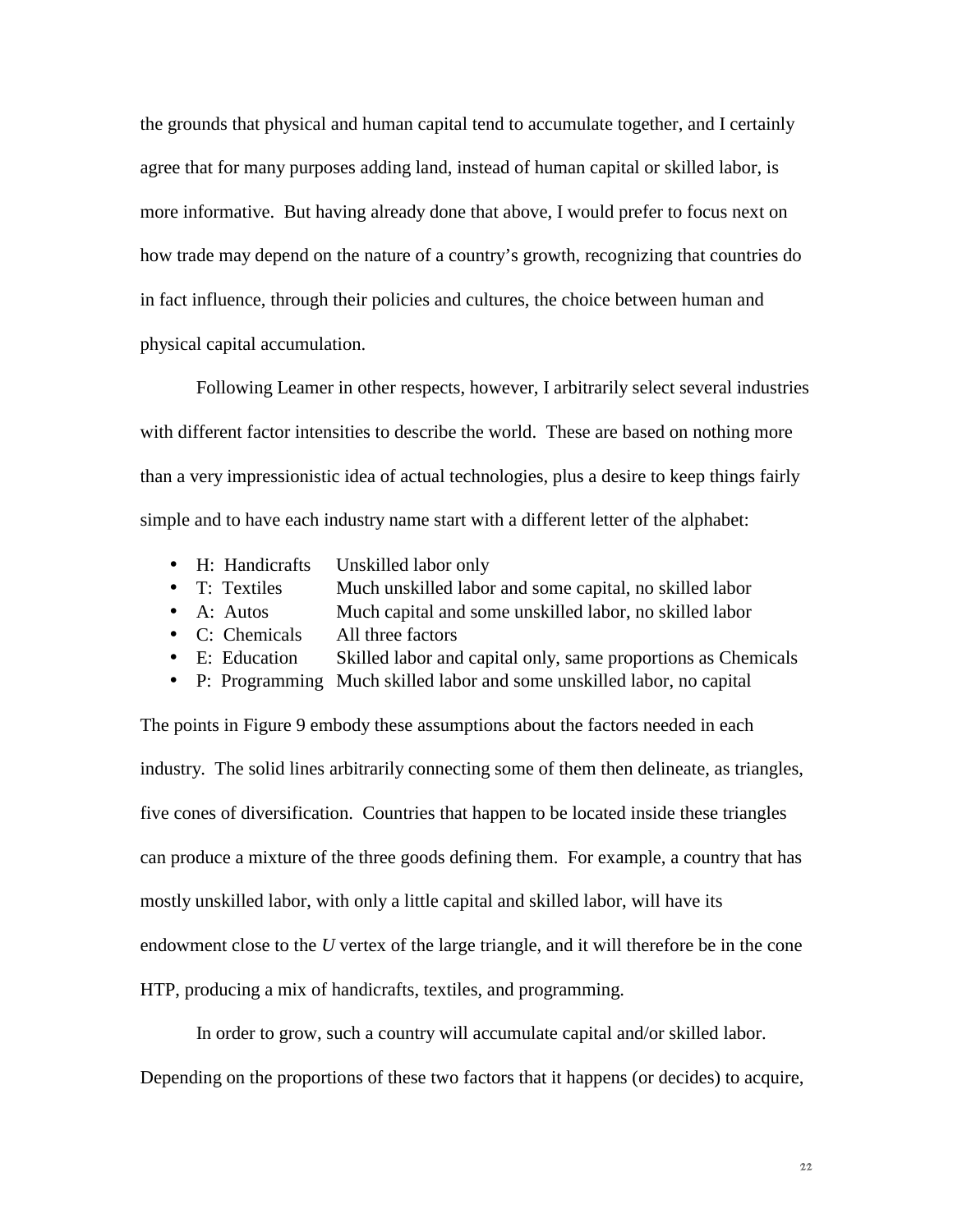the grounds that physical and human capital tend to accumulate together, and I certainly agree that for many purposes adding land, instead of human capital or skilled labor, is more informative. But having already done that above, I would prefer to focus next on how trade may depend on the nature of a country's growth, recognizing that countries do in fact influence, through their policies and cultures, the choice between human and physical capital accumulation.

Following Leamer in other respects, however, I arbitrarily select several industries with different factor intensities to describe the world. These are based on nothing more than a very impressionistic idea of actual technologies, plus a desire to keep things fairly simple and to have each industry name start with a different letter of the alphabet:

- H: Handicrafts — Unskilled labor only
- T: Textiles — Much unskilled labor and some capital, no skilled labor
- A: Autos — Much capital and some unskilled labor, no skilled labor
- C: Chemicals — All three factors
- E: Education — Skilled labor and capital only, same proportions as Chemicals
- P: Programming — Much skilled labor and some unskilled labor, no capital

The points in Figure 9 embody these assumptions about the factors needed in each industry. The solid lines arbitrarily connecting some of them then delineate, as triangles, five cones of diversification. Countries that happen to be located inside these triangles can produce a mixture of the three goods defining them. For example, a country that has mostly unskilled labor, with only a little capital and skilled labor, will have its endowment close to the *U* vertex of the large triangle, and it will therefore be in the cone HTP, producing a mix of handicrafts, textiles, and programming.

In order to grow, such a country will accumulate capital and/or skilled labor. Depending on the proportions of these two factors that it happens (or decides) to acquire,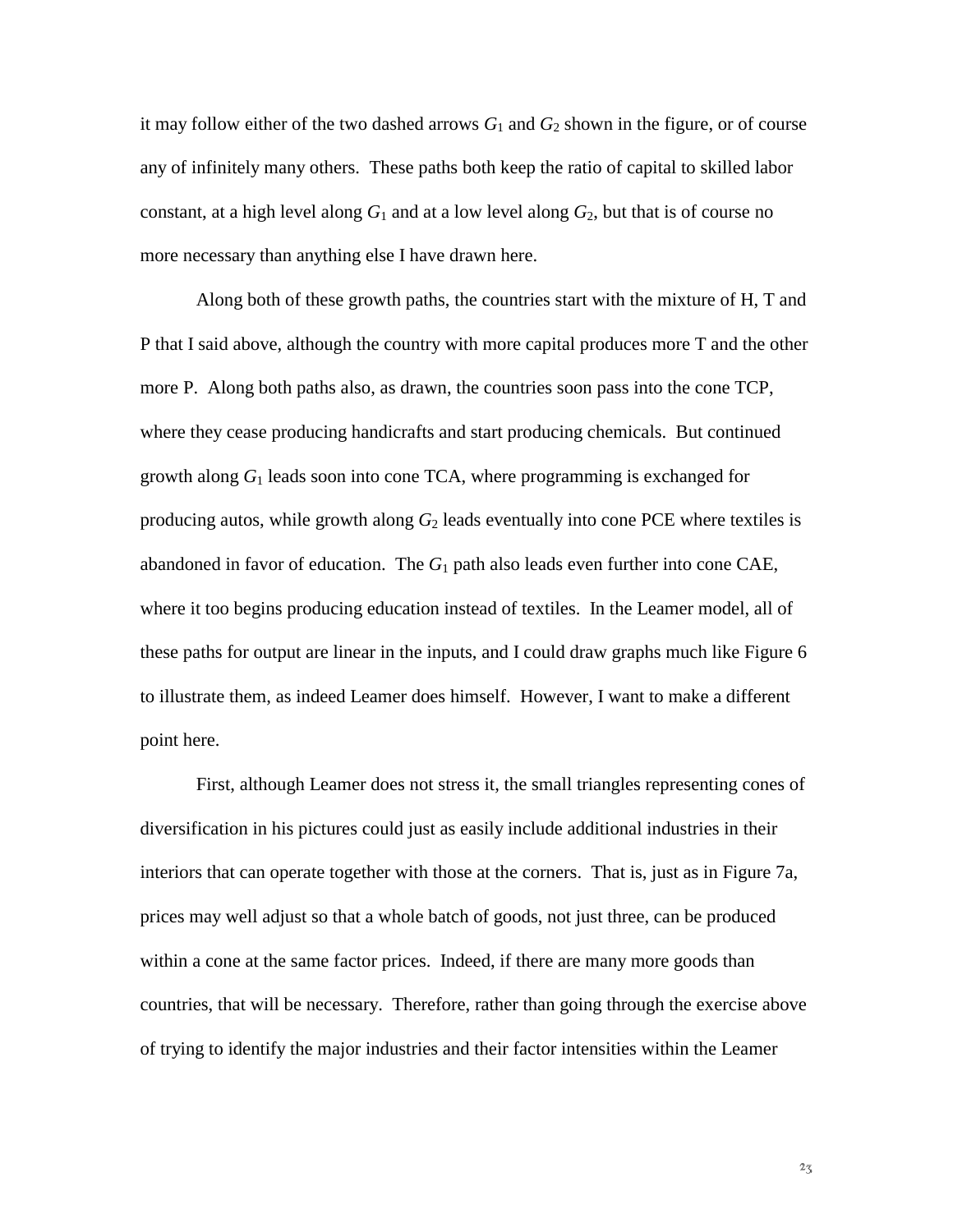it may follow either of the two dashed arrows $G_1$ and $G_2$ shown in the figure, or of course any of infinitely many others. These paths both keep the ratio of capital to skilled labor constant, at a high level along $G_1$ and at a low level along $G_2$, but that is of course no more necessary than anything else I have drawn here.

Along both of these growth paths, the countries start with the mixture of H, T and P that I said above, although the country with more capital produces more T and the other more P. Along both paths also, as drawn, the countries soon pass into the cone TCP, where they cease producing handicrafts and start producing chemicals. But continued growth along $G_1$ leads soon into cone TCA, where programming is exchanged for producing autos, while growth along $G_2$ leads eventually into cone PCE where textiles is abandoned in favor of education. The $G_1$ path also leads even further into cone CAE, where it too begins producing education instead of textiles. In the Leamer model, all of these paths for output are linear in the inputs, and I could draw graphs much like Figure 6 to illustrate them, as indeed Leamer does himself. However, I want to make a different point here.

First, although Leamer does not stress it, the small triangles representing cones of diversification in his pictures could just as easily include additional industries in their interiors that can operate together with those at the corners. That is, just as in Figure 7a, prices may well adjust so that a whole batch of goods, not just three, can be produced within a cone at the same factor prices. Indeed, if there are many more goods than countries, that will be necessary. Therefore, rather than going through the exercise above of trying to identify the major industries and their factor intensities within the Leamer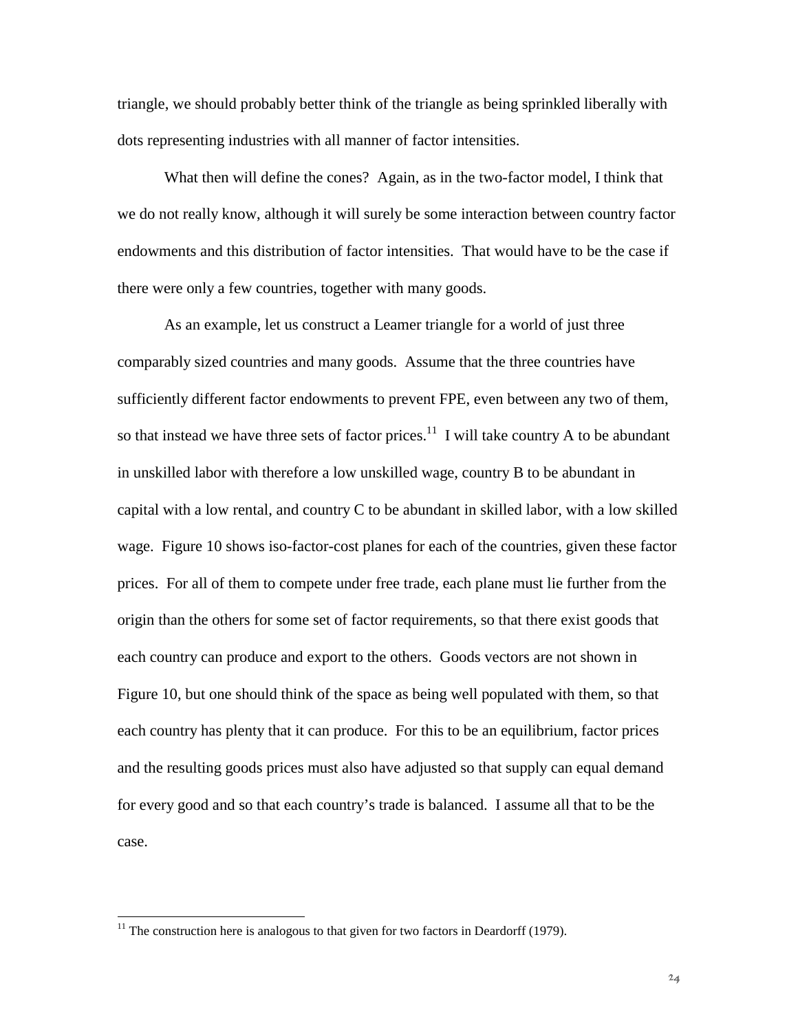triangle, we should probably better think of the triangle as being sprinkled liberally with dots representing industries with all manner of factor intensities.

What then will define the cones? Again, as in the two-factor model, I think that we do not really know, although it will surely be some interaction between country factor endowments and this distribution of factor intensities. That would have to be the case if there were only a few countries, together with many goods.

As an example, let us construct a Leamer triangle for a world of just three comparably sized countries and many goods. Assume that the three countries have sufficiently different factor endowments to prevent FPE, even between any two of them, so that instead we have three sets of factor prices.[11] I will take country A to be abundant in unskilled labor with therefore a low unskilled wage, country B to be abundant in capital with a low rental, and country C to be abundant in skilled labor, with a low skilled wage. Figure 10 shows iso-factor-cost planes for each of the countries, given these factor prices. For all of them to compete under free trade, each plane must lie further from the origin than the others for some set of factor requirements, so that there exist goods that each country can produce and export to the others. Goods vectors are not shown in Figure 10, but one should think of the space as being well populated with them, so that each country has plenty that it can produce. For this to be an equilibrium, factor prices and the resulting goods prices must also have adjusted so that supply can equal demand for every good and so that each country's trade is balanced. I assume all that to be the case.

[11] The construction here is analogous to that given for two factors in Deardorff (1979).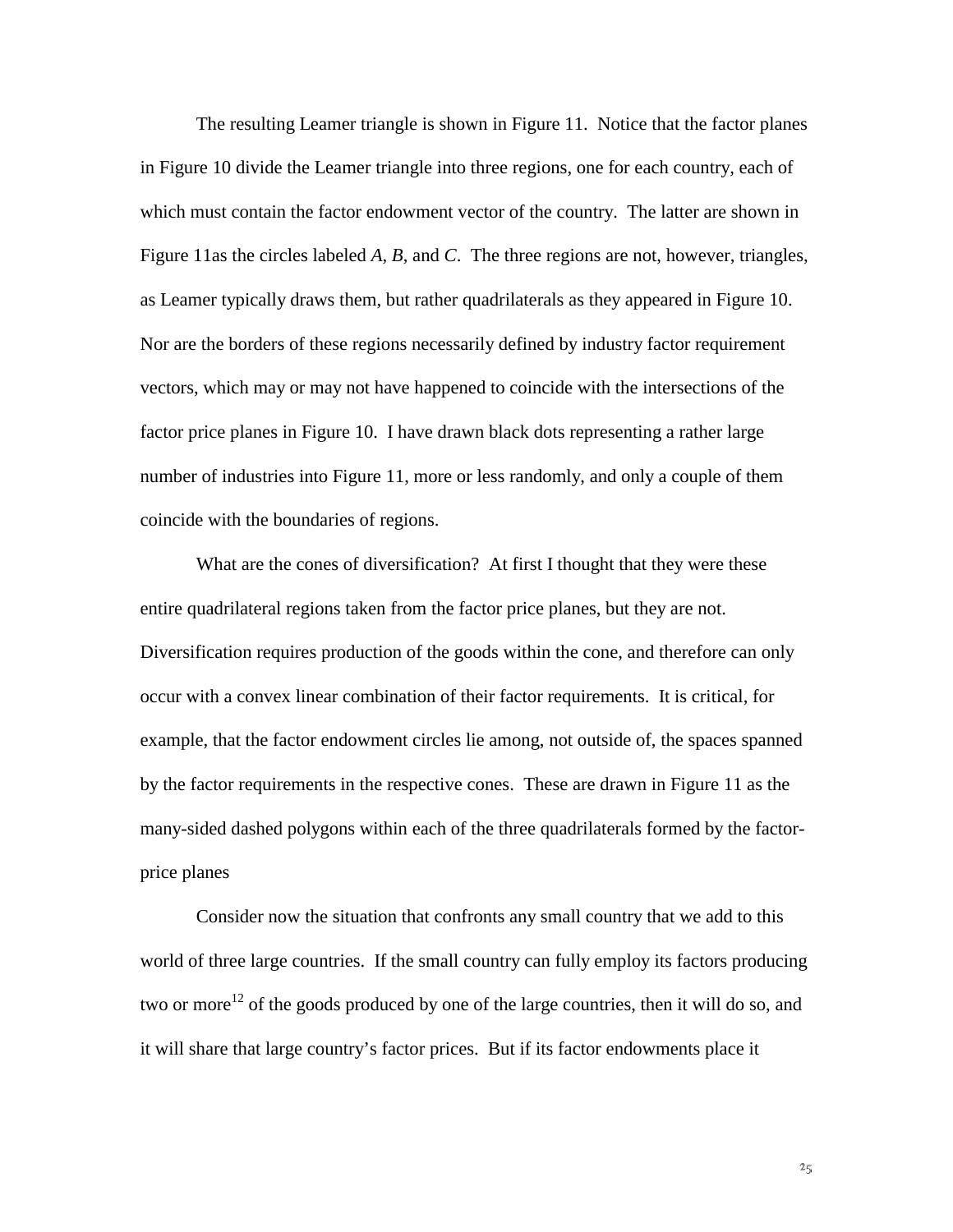The resulting Leamer triangle is shown in Figure 11. Notice that the factor planes in Figure 10 divide the Leamer triangle into three regions, one for each country, each of which must contain the factor endowment vector of the country. The latter are shown in Figure 11as the circles labeled *A*, *B*, and *C*. The three regions are not, however, triangles, as Leamer typically draws them, but rather quadrilaterals as they appeared in Figure 10. Nor are the borders of these regions necessarily defined by industry factor requirement vectors, which may or may not have happened to coincide with the intersections of the factor price planes in Figure 10. I have drawn black dots representing a rather large number of industries into Figure 11, more or less randomly, and only a couple of them coincide with the boundaries of regions.

What are the cones of diversification? At first I thought that they were these entire quadrilateral regions taken from the factor price planes, but they are not. Diversification requires production of the goods within the cone, and therefore can only occur with a convex linear combination of their factor requirements. It is critical, for example, that the factor endowment circles lie among, not outside of, the spaces spanned by the factor requirements in the respective cones. These are drawn in Figure 11 as the many-sided dashed polygons within each of the three quadrilaterals formed by the factor-price planes

Consider now the situation that confronts any small country that we add to this world of three large countries. If the small country can fully employ its factors producing two or more[12] of the goods produced by one of the large countries, then it will do so, and it will share that large country's factor prices. But if its factor endowments place it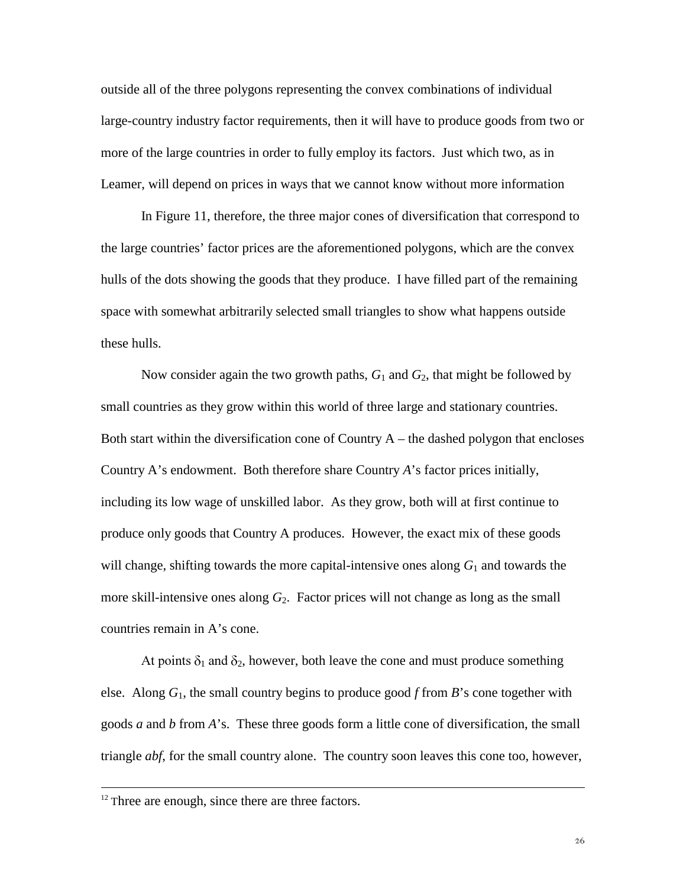outside all of the three polygons representing the convex combinations of individual large-country industry factor requirements, then it will have to produce goods from two or more of the large countries in order to fully employ its factors. Just which two, as in Leamer, will depend on prices in ways that we cannot know without more information

In Figure 11, therefore, the three major cones of diversification that correspond to the large countries' factor prices are the aforementioned polygons, which are the convex hulls of the dots showing the goods that they produce. I have filled part of the remaining space with somewhat arbitrarily selected small triangles to show what happens outside these hulls.

Now consider again the two growth paths, $G_1$ and $G_2$, that might be followed by small countries as they grow within this world of three large and stationary countries. Both start within the diversification cone of Country A – the dashed polygon that encloses Country A's endowment. Both therefore share Country *A*'s factor prices initially, including its low wage of unskilled labor. As they grow, both will at first continue to produce only goods that Country A produces. However, the exact mix of these goods will change, shifting towards the more capital-intensive ones along $G_1$ and towards the more skill-intensive ones along $G_2$. Factor prices will not change as long as the small countries remain in A's cone.

At points $\delta_1$ and $\delta_2$, however, both leave the cone and must produce something else. Along $G_1$, the small country begins to produce good *f* from *B*'s cone together with goods *a* and *b* from *A*'s. These three goods form a little cone of diversification, the small triangle *abf*, for the small country alone. The country soon leaves this cone too, however,

[12] Three are enough, since there are three factors.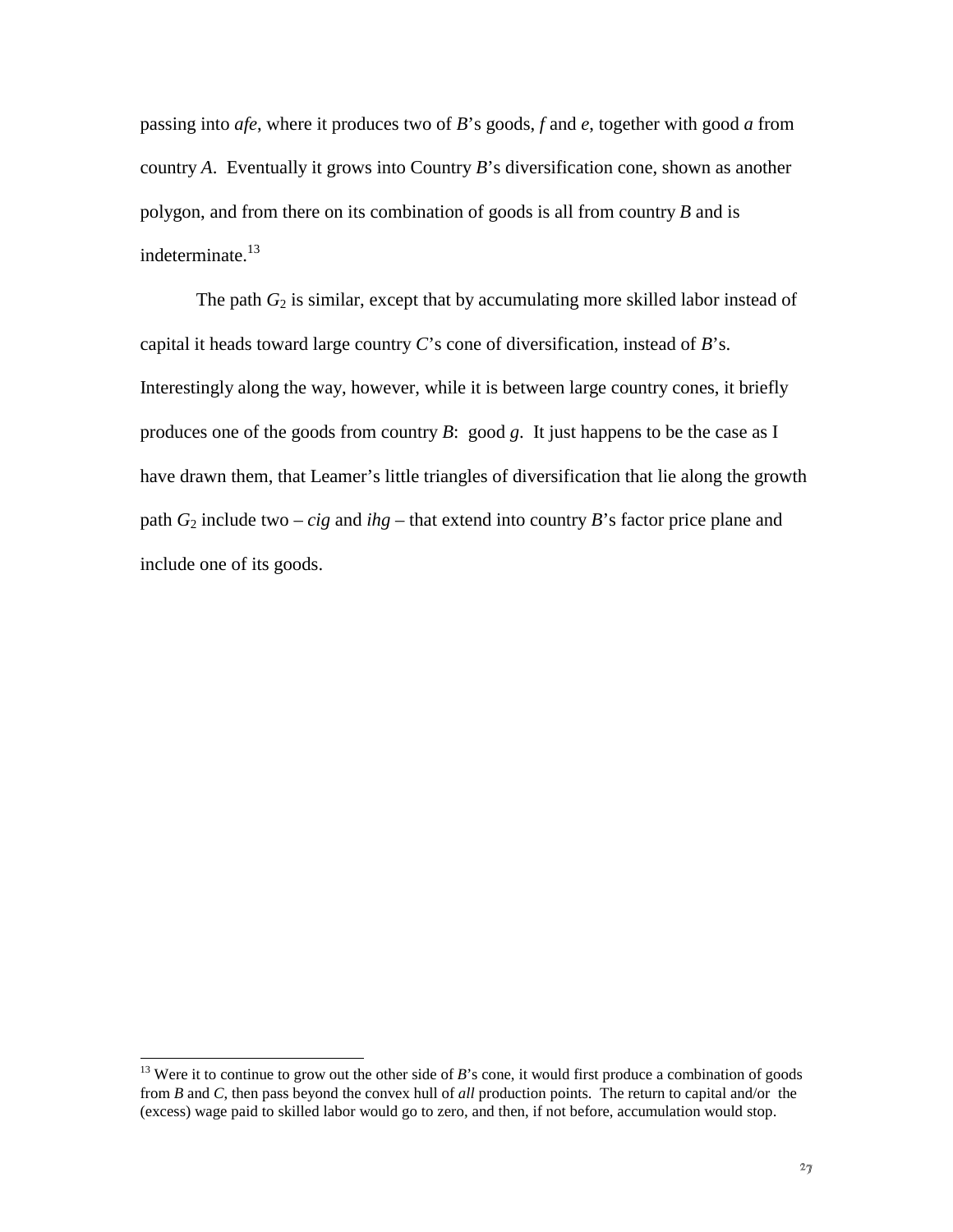passing into *afe*, where it produces two of *B*'s goods, *f* and *e*, together with good *a* from country *A*. Eventually it grows into Country *B*'s diversification cone, shown as another polygon, and from there on its combination of goods is all from country *B* and is indeterminate.[13]

The path $G_2$ is similar, except that by accumulating more skilled labor instead of capital it heads toward large country *C*'s cone of diversification, instead of *B*'s. Interestingly along the way, however, while it is between large country cones, it briefly produces one of the goods from country *B*: good *g*. It just happens to be the case as I have drawn them, that Leamer's little triangles of diversification that lie along the growth path $G_2$ include two – *cig* and *ihg* – that extend into country *B*'s factor price plane and include one of its goods.

[13] Were it to continue to grow out the other side of *B*'s cone, it would first produce a combination of goods from *B* and *C*, then pass beyond the convex hull of *all* production points. The return to capital and/or the (excess) wage paid to skilled labor would go to zero, and then, if not before, accumulation would stop.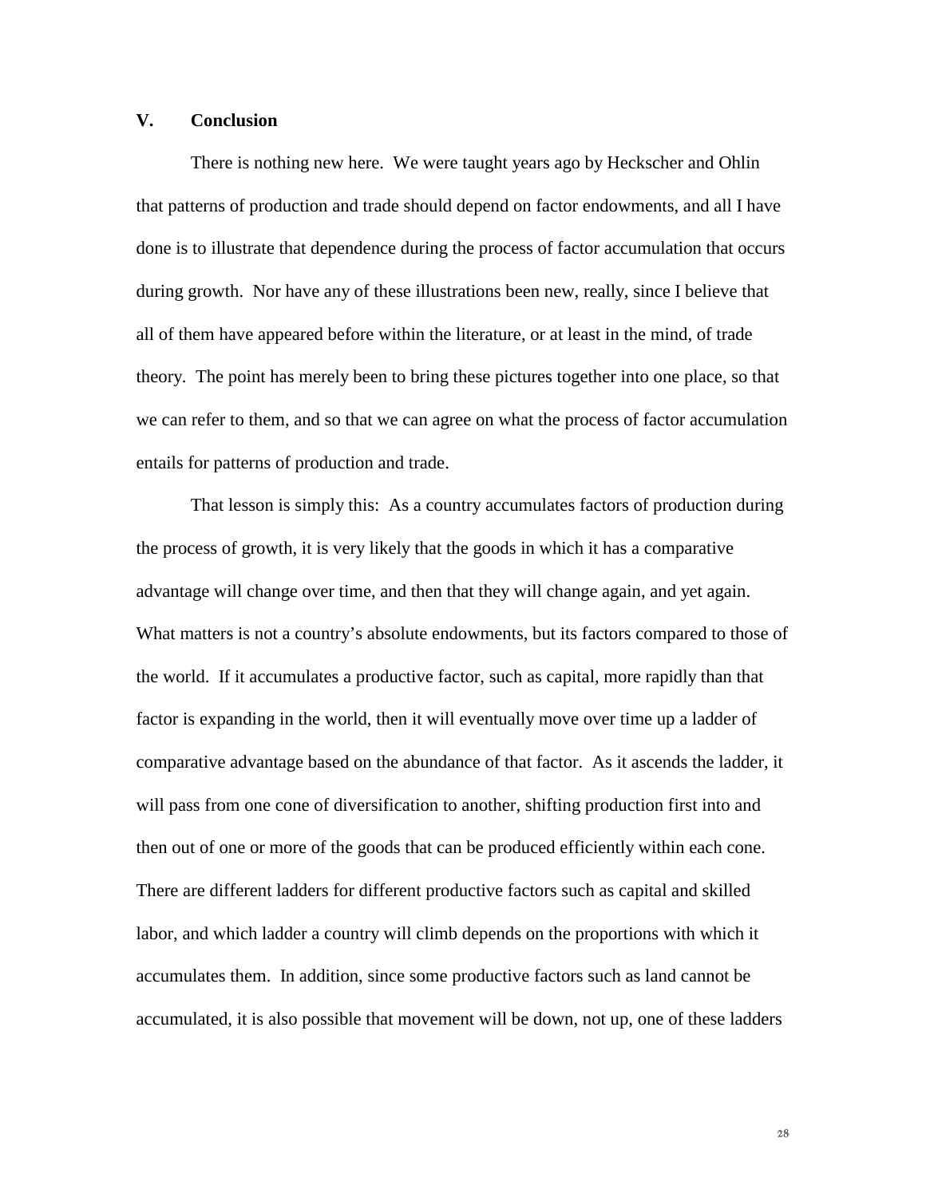## V. Conclusion

There is nothing new here. We were taught years ago by Heckscher and Ohlin that patterns of production and trade should depend on factor endowments, and all I have done is to illustrate that dependence during the process of factor accumulation that occurs during growth. Nor have any of these illustrations been new, really, since I believe that all of them have appeared before within the literature, or at least in the mind, of trade theory. The point has merely been to bring these pictures together into one place, so that we can refer to them, and so that we can agree on what the process of factor accumulation entails for patterns of production and trade.

That lesson is simply this: As a country accumulates factors of production during the process of growth, it is very likely that the goods in which it has a comparative advantage will change over time, and then that they will change again, and yet again. What matters is not a country's absolute endowments, but its factors compared to those of the world. If it accumulates a productive factor, such as capital, more rapidly than that factor is expanding in the world, then it will eventually move over time up a ladder of comparative advantage based on the abundance of that factor. As it ascends the ladder, it will pass from one cone of diversification to another, shifting production first into and then out of one or more of the goods that can be produced efficiently within each cone. There are different ladders for different productive factors such as capital and skilled labor, and which ladder a country will climb depends on the proportions with which it accumulates them. In addition, since some productive factors such as land cannot be accumulated, it is also possible that movement will be down, not up, one of these ladders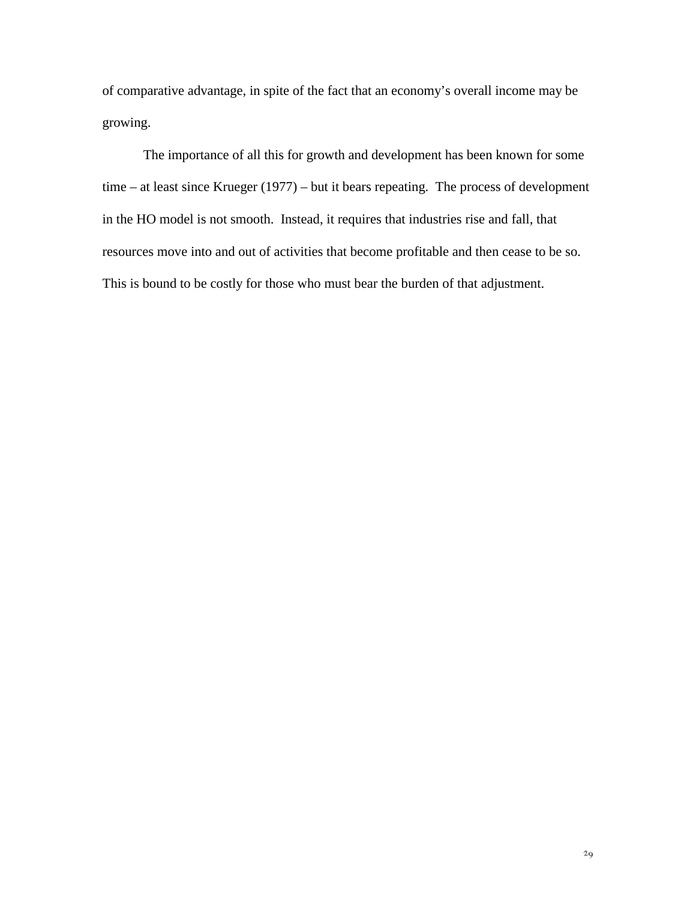of comparative advantage, in spite of the fact that an economy's overall income may be growing.

The importance of all this for growth and development has been known for some time – at least since Krueger (1977) – but it bears repeating. The process of development in the HO model is not smooth. Instead, it requires that industries rise and fall, that resources move into and out of activities that become profitable and then cease to be so. This is bound to be costly for those who must bear the burden of that adjustment.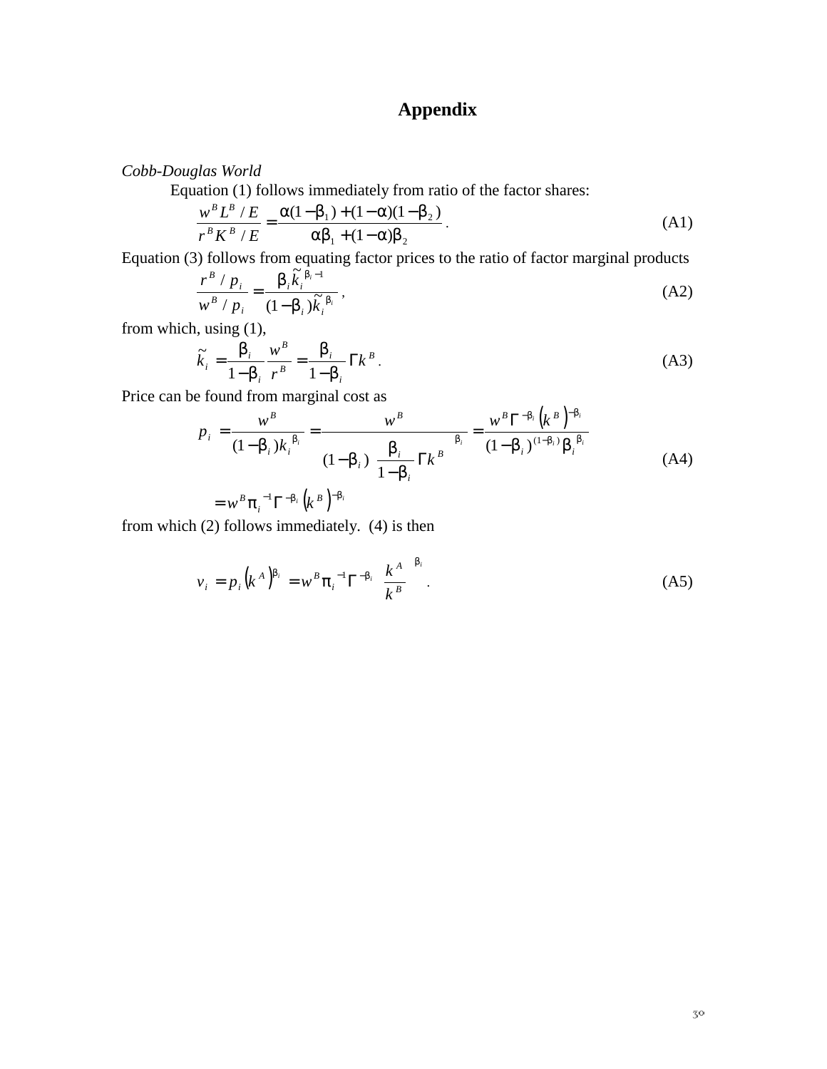## Appendix

*Cobb-Douglas World*

Equation (1) follows immediately from ratio of the factor shares:

$$\frac{w^B L^B / E}{r^B K^B / E} = \frac{\alpha(1-\beta_1) + (1-\alpha)(1-\beta_2)}{\alpha\beta_1 + (1-\alpha)\beta_2}. \tag{A1}$$

Equation (3) follows from equating factor prices to the ratio of factor marginal products

$$\frac{r^B / p_i}{w^B / p_i} = \frac{\beta_i \tilde{k}_i^{\beta_i - 1}}{(1-\beta_i)\tilde{k}_i^{\beta_i}}, \tag{A2}$$

from which, using (1),

$$\tilde{k}_i = \frac{\beta_i}{1-\beta_i}\frac{w^B}{r^B} = \frac{\beta_i}{1-\beta_i}\Gamma k^B. \tag{A3}$$

Price can be found from marginal cost as

$$\begin{aligned} p_i &= \frac{w^B}{(1-\beta_i)k_i^{\beta_i}} = \frac{w^B}{(1-\beta_i)\left(\frac{\beta_i}{1-\beta_i}\Gamma k^B\right)^{\beta_i}} = \frac{w^B \Gamma^{-\beta_i}\left(k^B\right)^{-\beta_i}}{(1-\beta_i)^{(1-\beta_i)}\beta_i^{\beta_i}} \\ &= w^B \pi_i^{-1}\Gamma^{-\beta_i}\left(k^B\right)^{-\beta_i} \end{aligned} \tag{A4}$$

from which (2) follows immediately. (4) is then

$$v_i = p_i\left(k^A\right)^{\beta_i} = w^B \pi_i^{-1}\Gamma^{-\beta_i}\left(\frac{k^A}{k^B}\right)^{\beta_i}. \tag{A5}$$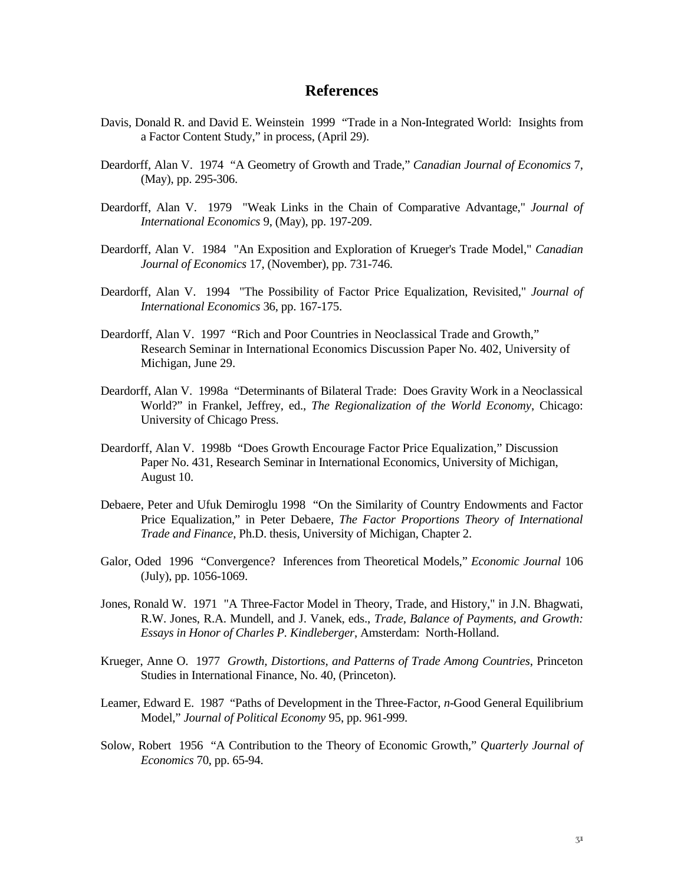# References

Davis, Donald R. and David E. Weinstein 1999 "Trade in a Non-Integrated World: Insights from a Factor Content Study," in process, (April 29).

Deardorff, Alan V. 1974 "A Geometry of Growth and Trade," *Canadian Journal of Economics* 7, (May), pp. 295-306.

Deardorff, Alan V. 1979 "Weak Links in the Chain of Comparative Advantage," *Journal of International Economics* 9, (May), pp. 197-209.

Deardorff, Alan V. 1984 "An Exposition and Exploration of Krueger's Trade Model," *Canadian Journal of Economics* 17, (November), pp. 731-746.

Deardorff, Alan V. 1994 "The Possibility of Factor Price Equalization, Revisited," *Journal of International Economics* 36, pp. 167-175.

Deardorff, Alan V. 1997 "Rich and Poor Countries in Neoclassical Trade and Growth," Research Seminar in International Economics Discussion Paper No. 402, University of Michigan, June 29.

Deardorff, Alan V. 1998a "Determinants of Bilateral Trade: Does Gravity Work in a Neoclassical World?" in Frankel, Jeffrey, ed., *The Regionalization of the World Economy*, Chicago: University of Chicago Press.

Deardorff, Alan V. 1998b "Does Growth Encourage Factor Price Equalization," Discussion Paper No. 431, Research Seminar in International Economics, University of Michigan, August 10.

Debaere, Peter and Ufuk Demiroglu 1998 "On the Similarity of Country Endowments and Factor Price Equalization," in Peter Debaere, *The Factor Proportions Theory of International Trade and Finance*, Ph.D. thesis, University of Michigan, Chapter 2.

Galor, Oded 1996 "Convergence? Inferences from Theoretical Models," *Economic Journal* 106 (July), pp. 1056-1069.

Jones, Ronald W. 1971 "A Three-Factor Model in Theory, Trade, and History," in J.N. Bhagwati, R.W. Jones, R.A. Mundell, and J. Vanek, eds., *Trade, Balance of Payments, and Growth: Essays in Honor of Charles P. Kindleberger*, Amsterdam: North-Holland.

Krueger, Anne O. 1977 *Growth, Distortions, and Patterns of Trade Among Countries*, Princeton Studies in International Finance, No. 40, (Princeton).

Leamer, Edward E. 1987 "Paths of Development in the Three-Factor, *n*-Good General Equilibrium Model," *Journal of Political Economy* 95, pp. 961-999.

Solow, Robert 1956 "A Contribution to the Theory of Economic Growth," *Quarterly Journal of Economics* 70, pp. 65-94.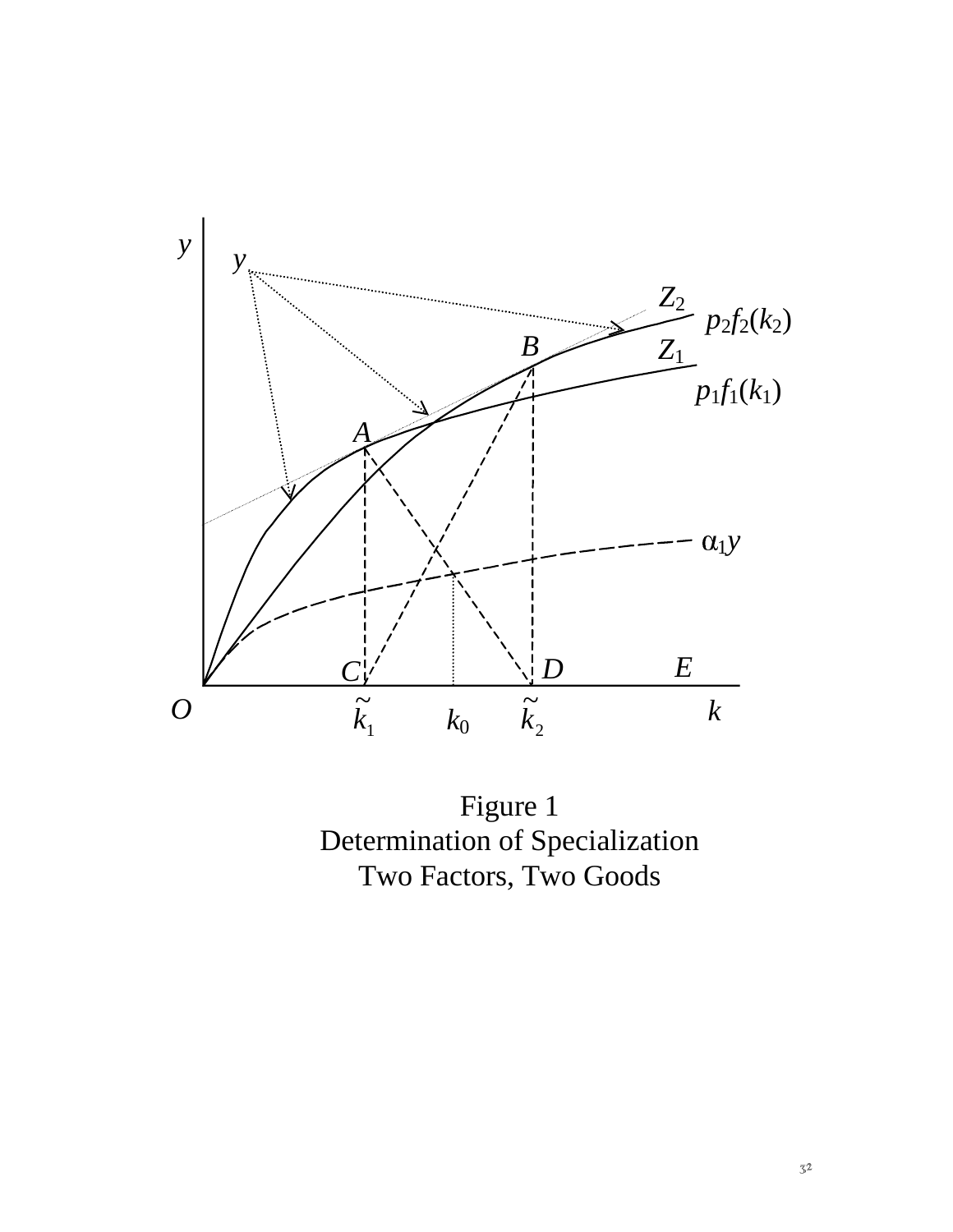Figure 1
Determination of Specialization
Two Factors, Two Goods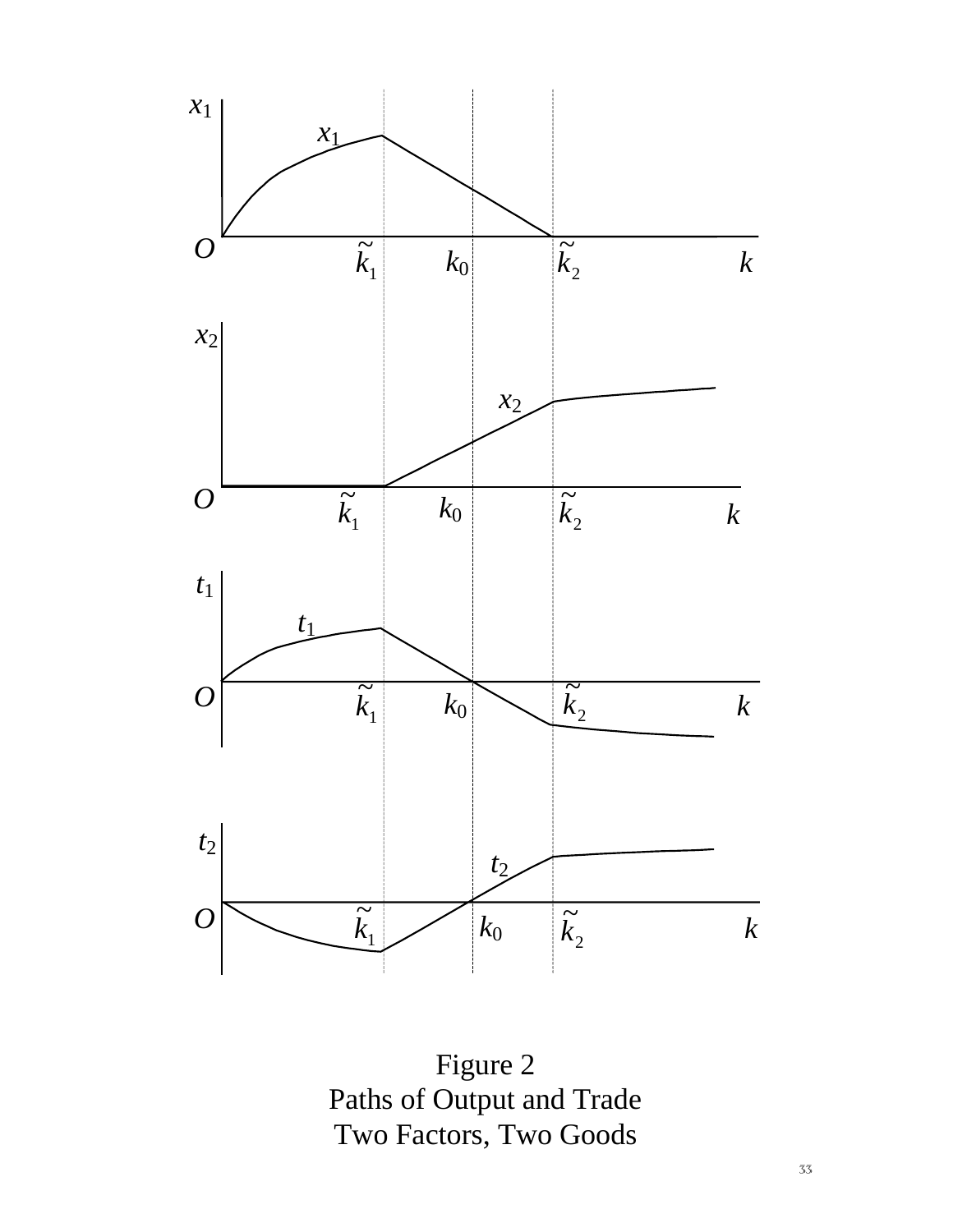Figure 2
Paths of Output and Trade
Two Factors, Two Goods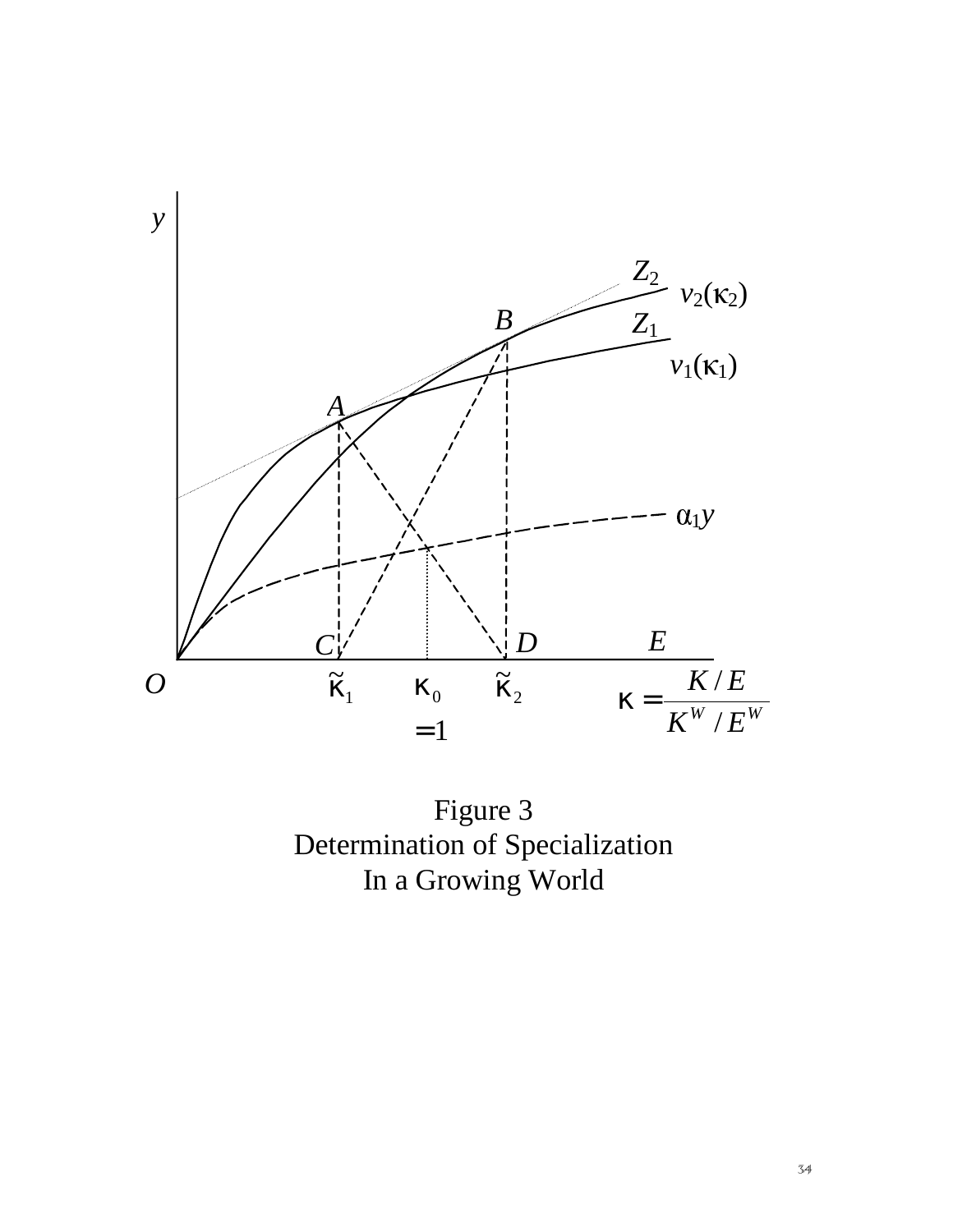Figure 3
Determination of Specialization
In a Growing World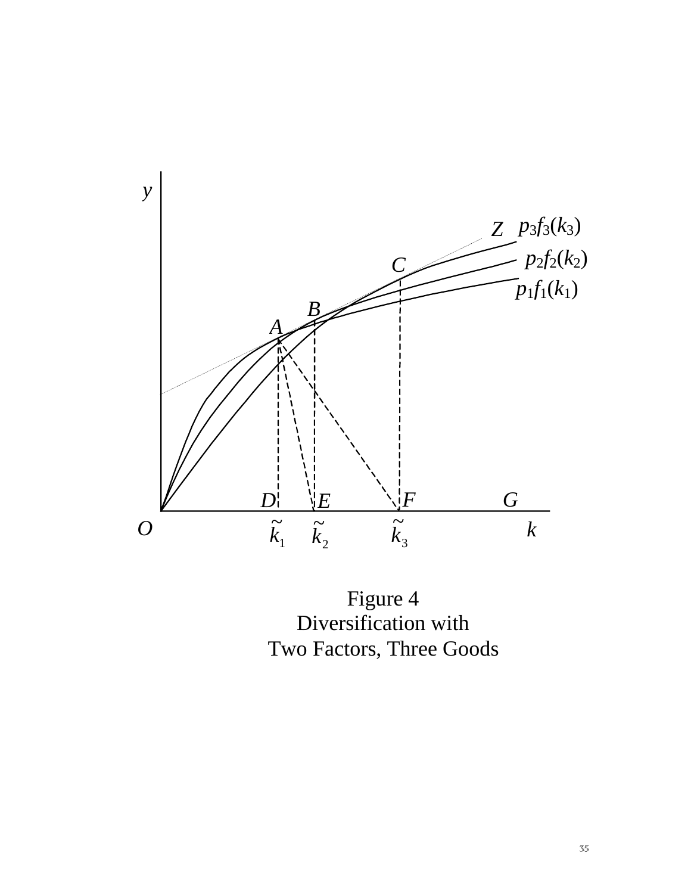Figure 4
Diversification with
Two Factors, Three Goods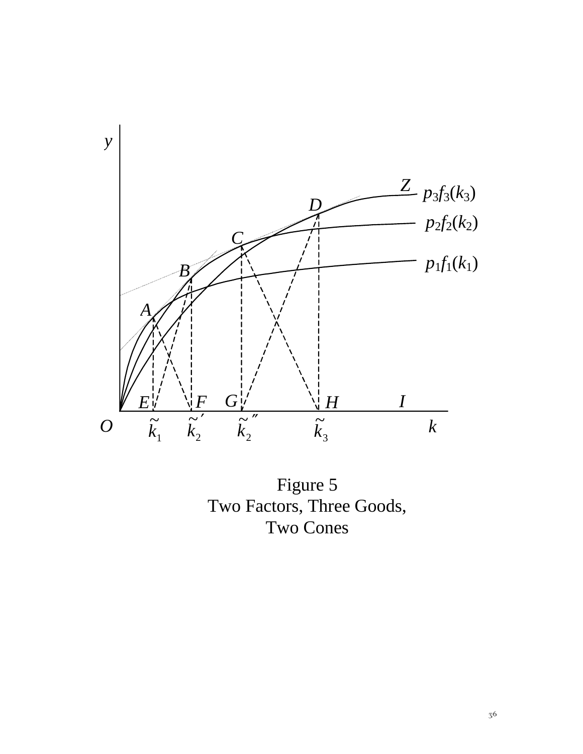Figure 5
Two Factors, Three Goods,
Two Cones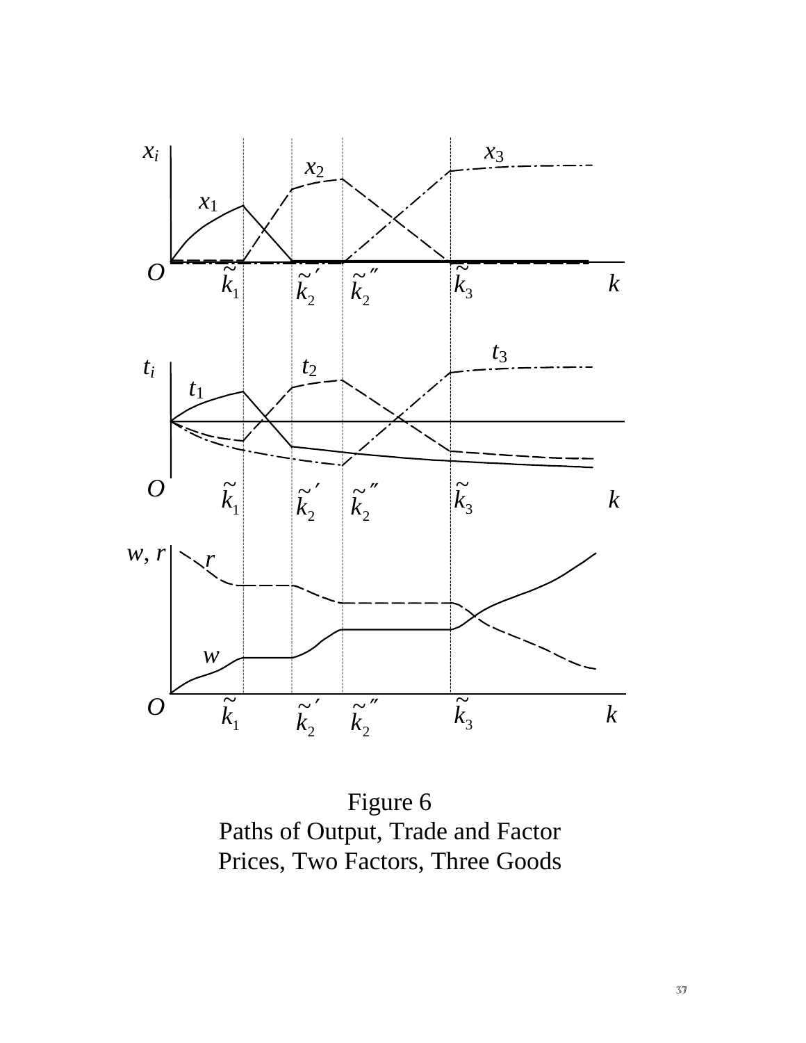Figure 6
Paths of Output, Trade and Factor Prices, Two Factors, Three Goods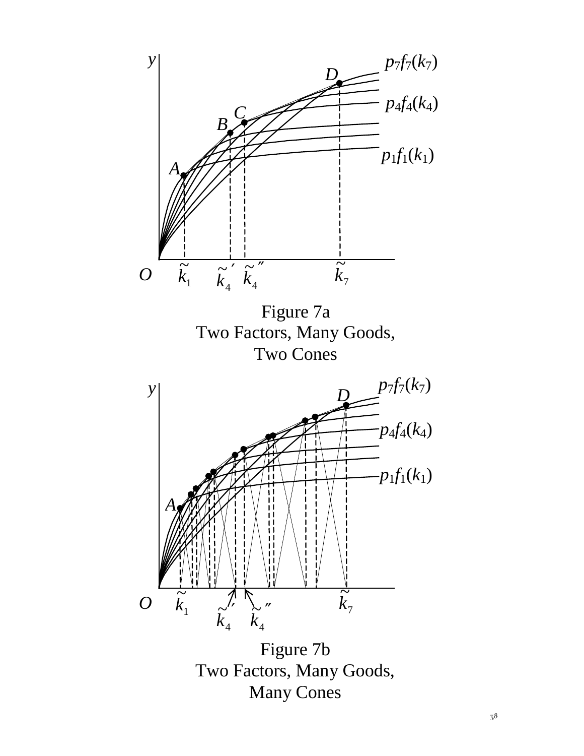Figure 7a
Two Factors, Many Goods,
Two Cones

Figure 7b
Two Factors, Many Goods,
Many Cones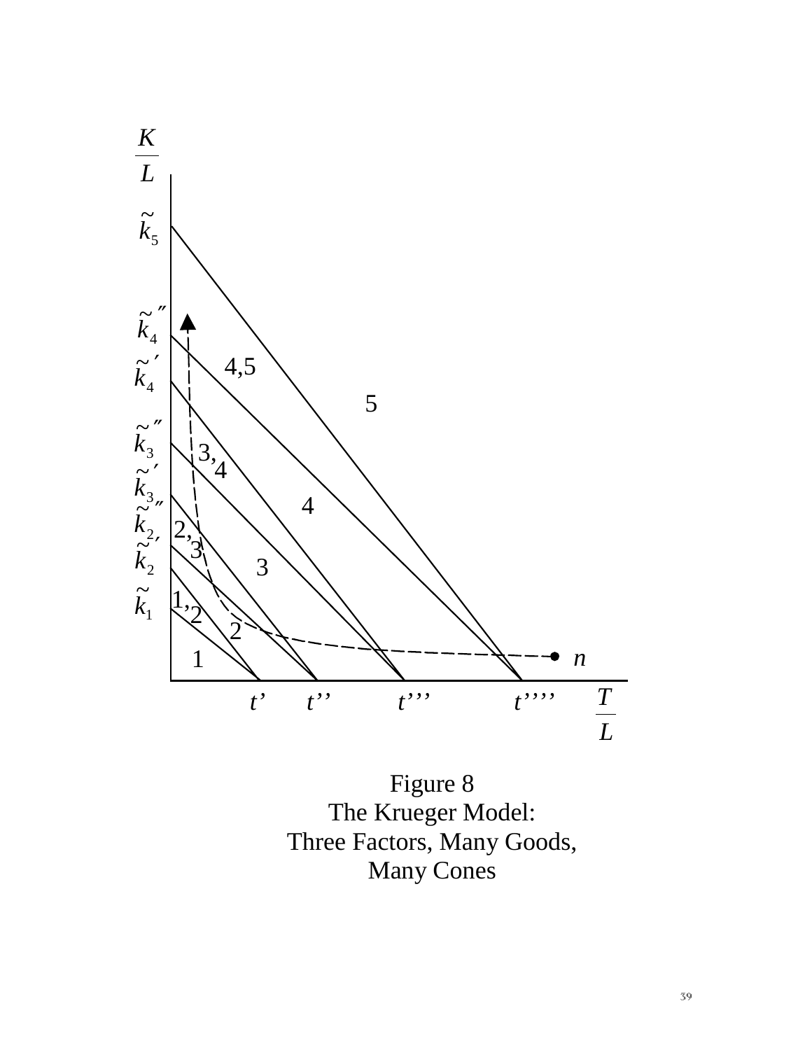Figure 8
The Krueger Model:
Three Factors, Many Goods,
Many Cones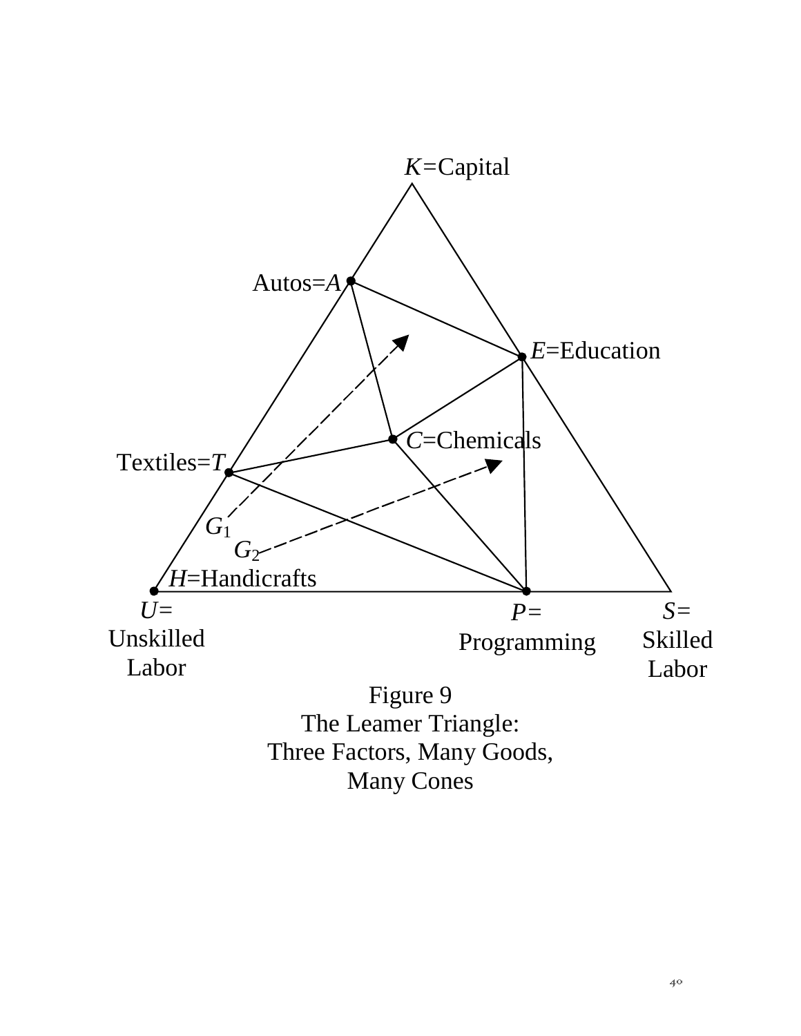Figure 9
The Leamer Triangle:
Three Factors, Many Goods,
Many Cones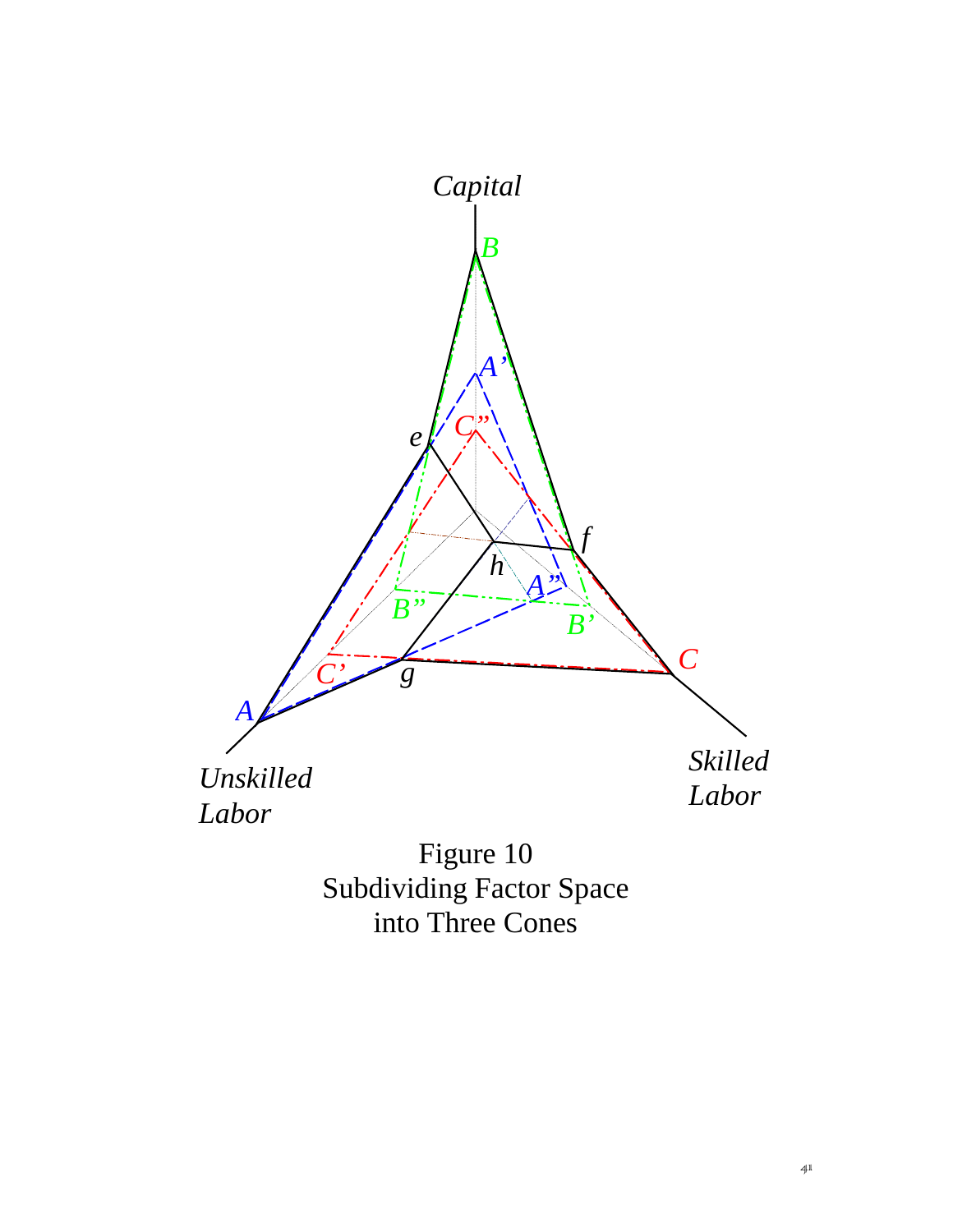Figure 10
Subdividing Factor Space
into Three Cones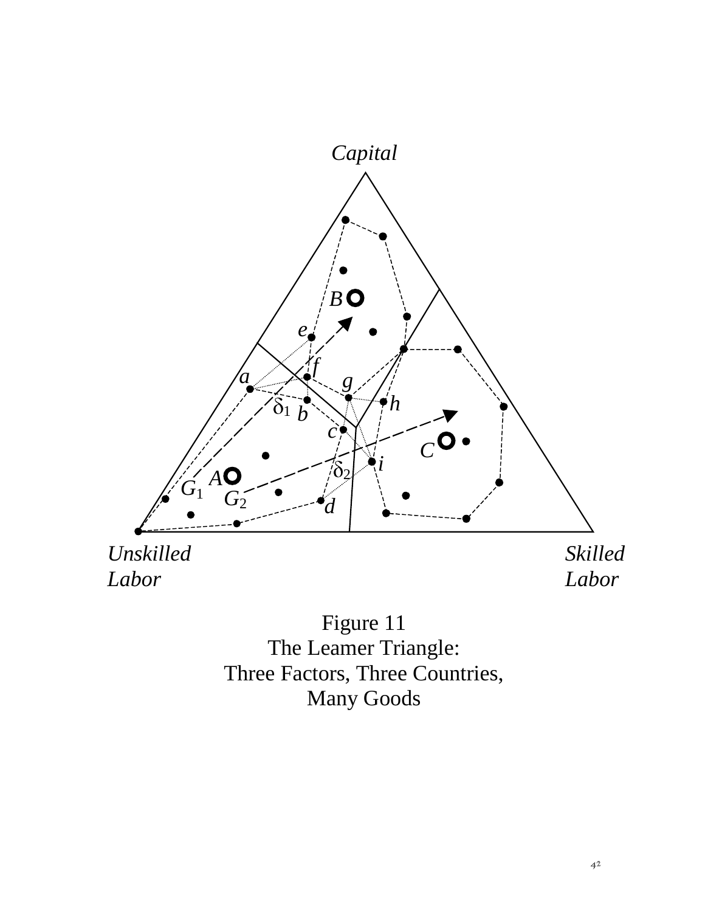Capital

*B*

*e*

*f*

*a*

*g*

*h*

$\delta_1$

*b*

*c*

*C*

*i*

$\delta_2$

*A*

$G_1$

$G_2$

*d*

*Unskilled Labor*

*Skilled Labor*

Figure 11
The Leamer Triangle:
Three Factors, Three Countries,
Many Goods